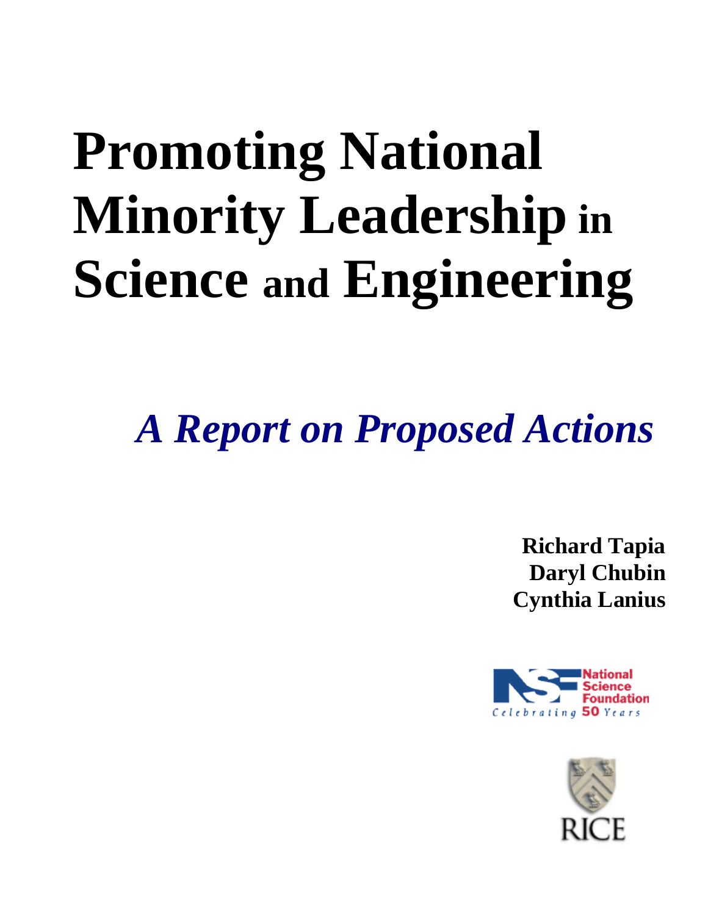# Promoting National Minority Leadership in Science and Engineering

## *A Report on Proposed Actions*

**Richard Tapia**
**Daryl Chubin**
**Cynthia Lanius**

National Science Foundation
Celebrating 50 Years

RICE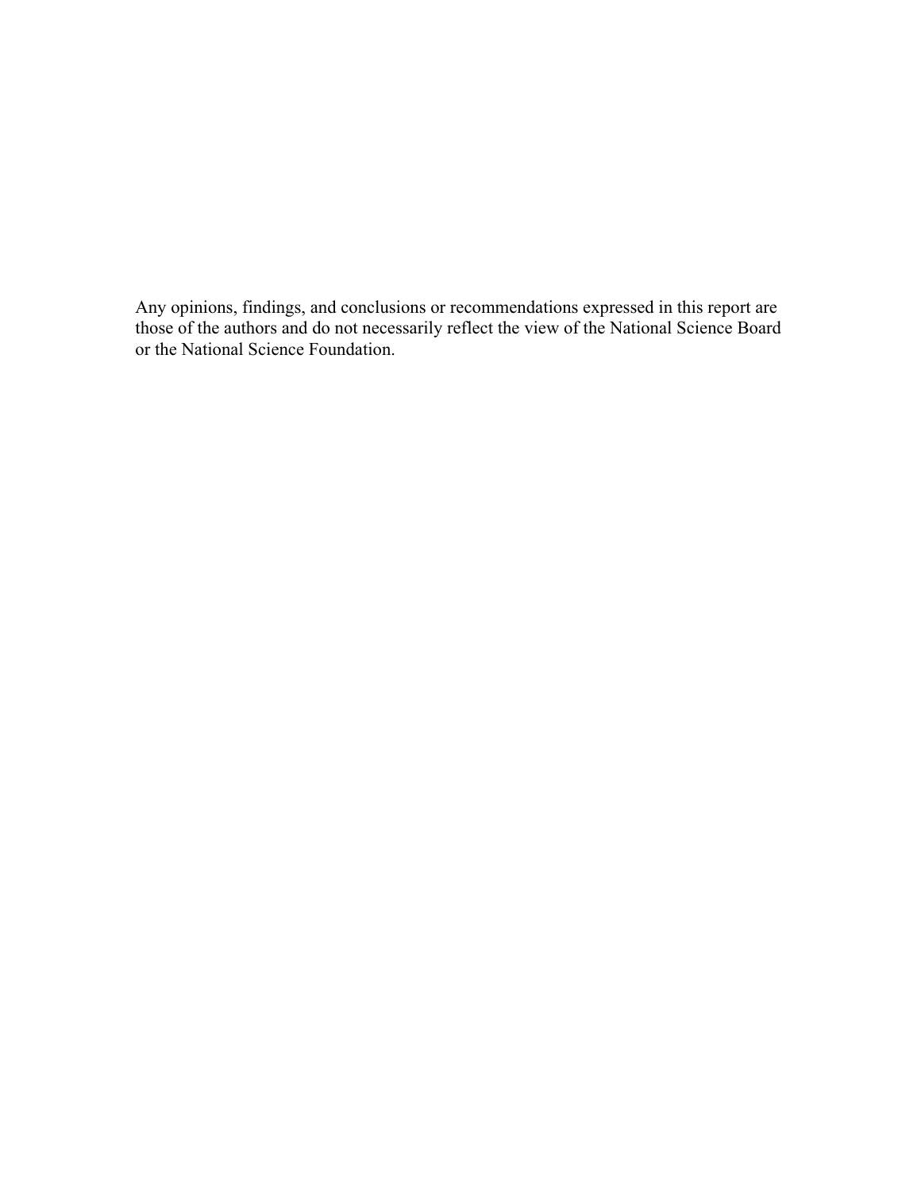Any opinions, findings, and conclusions or recommendations expressed in this report are those of the authors and do not necessarily reflect the view of the National Science Board or the National Science Foundation.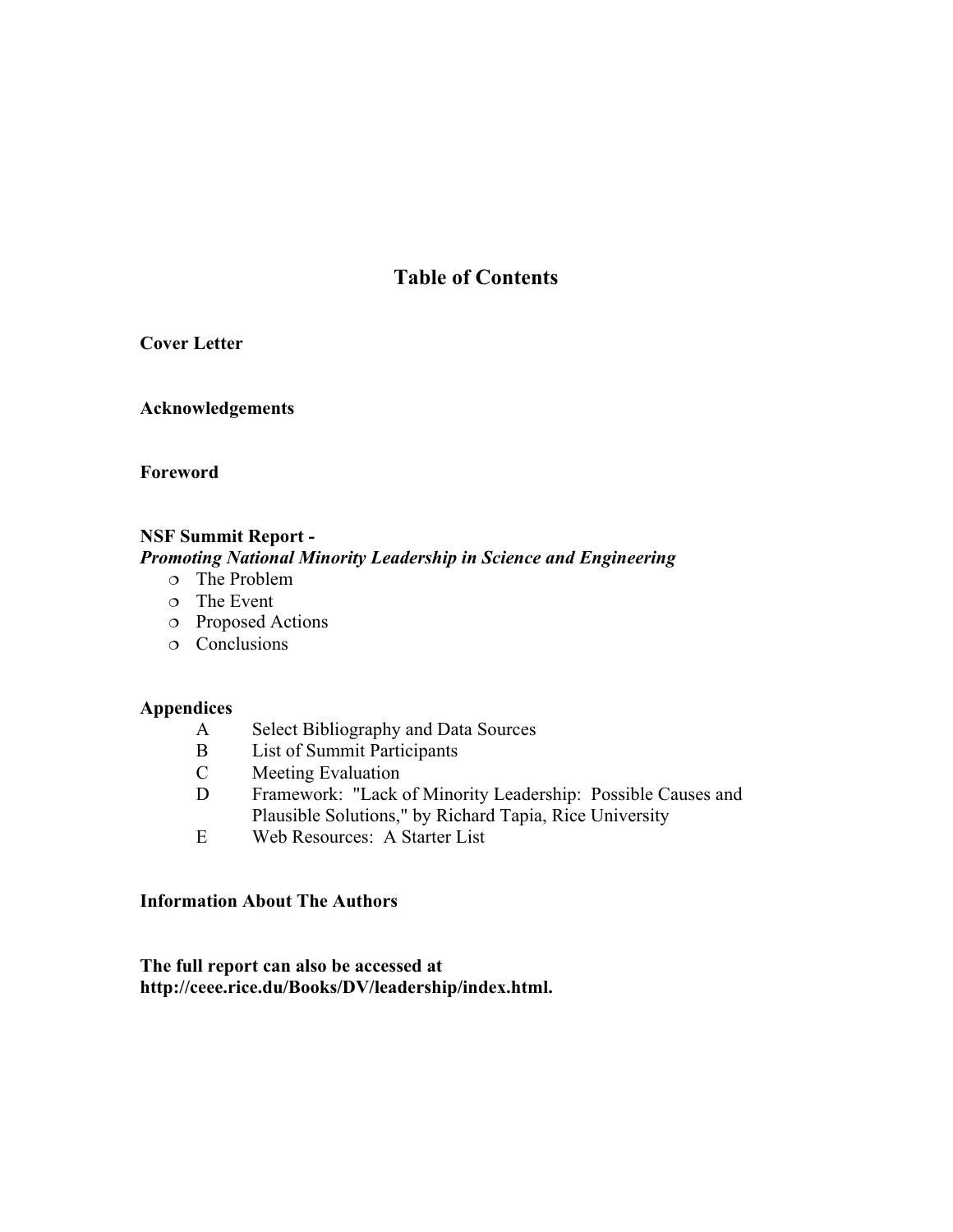# Table of Contents

**Cover Letter**

**Acknowledgements**

**Foreword**

**NSF Summit Report -**
***Promoting National Minority Leadership in Science and Engineering***

- The Problem
- The Event
- Proposed Actions
- Conclusions

**Appendices**

- A Select Bibliography and Data Sources
- B List of Summit Participants
- C Meeting Evaluation
- D Framework: "Lack of Minority Leadership: Possible Causes and Plausible Solutions," by Richard Tapia, Rice University
- E Web Resources: A Starter List

**Information About The Authors**

**The full report can also be accessed at http://ceee.rice.du/Books/DV/leadership/index.html.**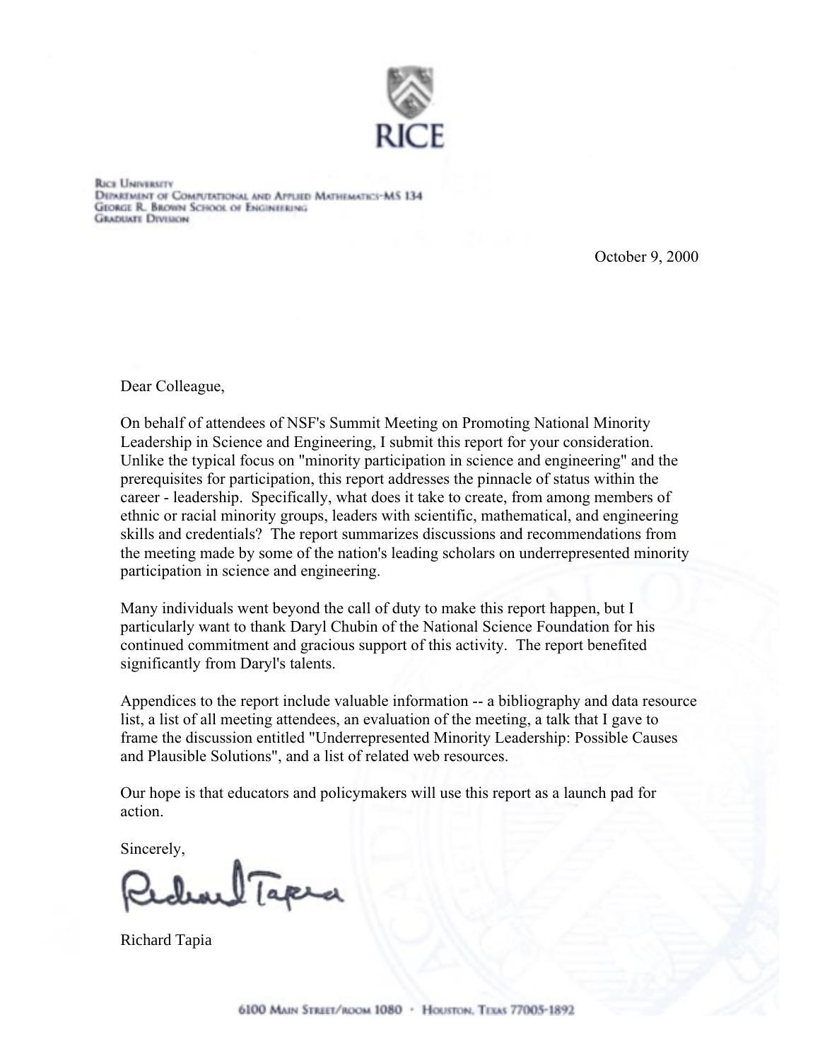RICE

Rice University
Department of Computational and Applied Mathematics-MS 134
George R. Brown School of Engineering
Graduate Division

October 9, 2000

Dear Colleague,

On behalf of attendees of NSF's Summit Meeting on Promoting National Minority Leadership in Science and Engineering, I submit this report for your consideration. Unlike the typical focus on "minority participation in science and engineering" and the prerequisites for participation, this report addresses the pinnacle of status within the career - leadership. Specifically, what does it take to create, from among members of ethnic or racial minority groups, leaders with scientific, mathematical, and engineering skills and credentials? The report summarizes discussions and recommendations from the meeting made by some of the nation's leading scholars on underrepresented minority participation in science and engineering.

Many individuals went beyond the call of duty to make this report happen, but I particularly want to thank Daryl Chubin of the National Science Foundation for his continued commitment and gracious support of this activity. The report benefited significantly from Daryl's talents.

Appendices to the report include valuable information -- a bibliography and data resource list, a list of all meeting attendees, an evaluation of the meeting, a talk that I gave to frame the discussion entitled "Underrepresented Minority Leadership: Possible Causes and Plausible Solutions", and a list of related web resources.

Our hope is that educators and policymakers will use this report as a launch pad for action.

Sincerely,

Richard Tapia

6100 Main Street/room 1080 · Houston, Texas 77005-1892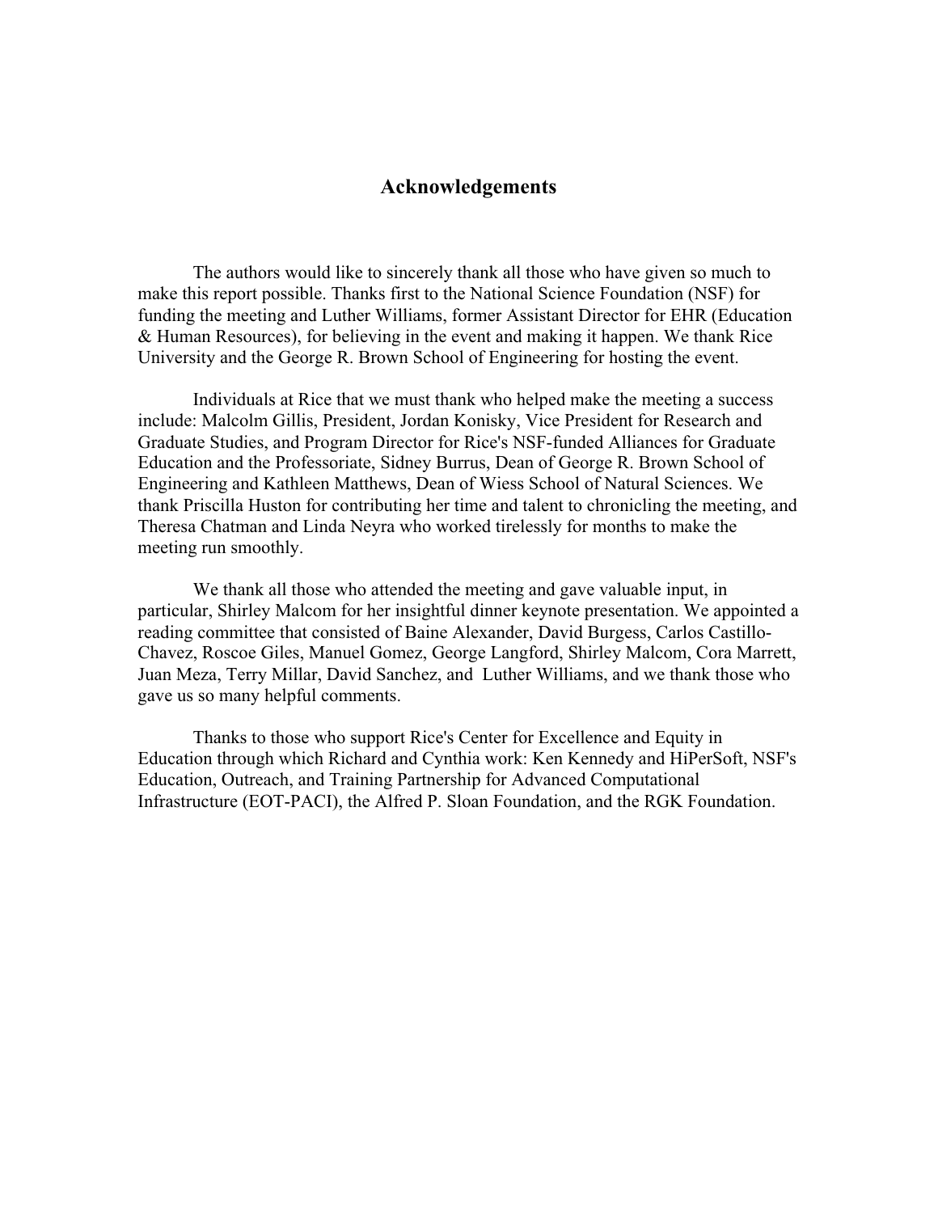## Acknowledgements

The authors would like to sincerely thank all those who have given so much to make this report possible. Thanks first to the National Science Foundation (NSF) for funding the meeting and Luther Williams, former Assistant Director for EHR (Education & Human Resources), for believing in the event and making it happen. We thank Rice University and the George R. Brown School of Engineering for hosting the event.

Individuals at Rice that we must thank who helped make the meeting a success include: Malcolm Gillis, President, Jordan Konisky, Vice President for Research and Graduate Studies, and Program Director for Rice's NSF-funded Alliances for Graduate Education and the Professoriate, Sidney Burrus, Dean of George R. Brown School of Engineering and Kathleen Matthews, Dean of Wiess School of Natural Sciences. We thank Priscilla Huston for contributing her time and talent to chronicling the meeting, and Theresa Chatman and Linda Neyra who worked tirelessly for months to make the meeting run smoothly.

We thank all those who attended the meeting and gave valuable input, in particular, Shirley Malcom for her insightful dinner keynote presentation. We appointed a reading committee that consisted of Baine Alexander, David Burgess, Carlos Castillo-Chavez, Roscoe Giles, Manuel Gomez, George Langford, Shirley Malcom, Cora Marrett, Juan Meza, Terry Millar, David Sanchez, and Luther Williams, and we thank those who gave us so many helpful comments.

Thanks to those who support Rice's Center for Excellence and Equity in Education through which Richard and Cynthia work: Ken Kennedy and HiPerSoft, NSF's Education, Outreach, and Training Partnership for Advanced Computational Infrastructure (EOT-PACI), the Alfred P. Sloan Foundation, and the RGK Foundation.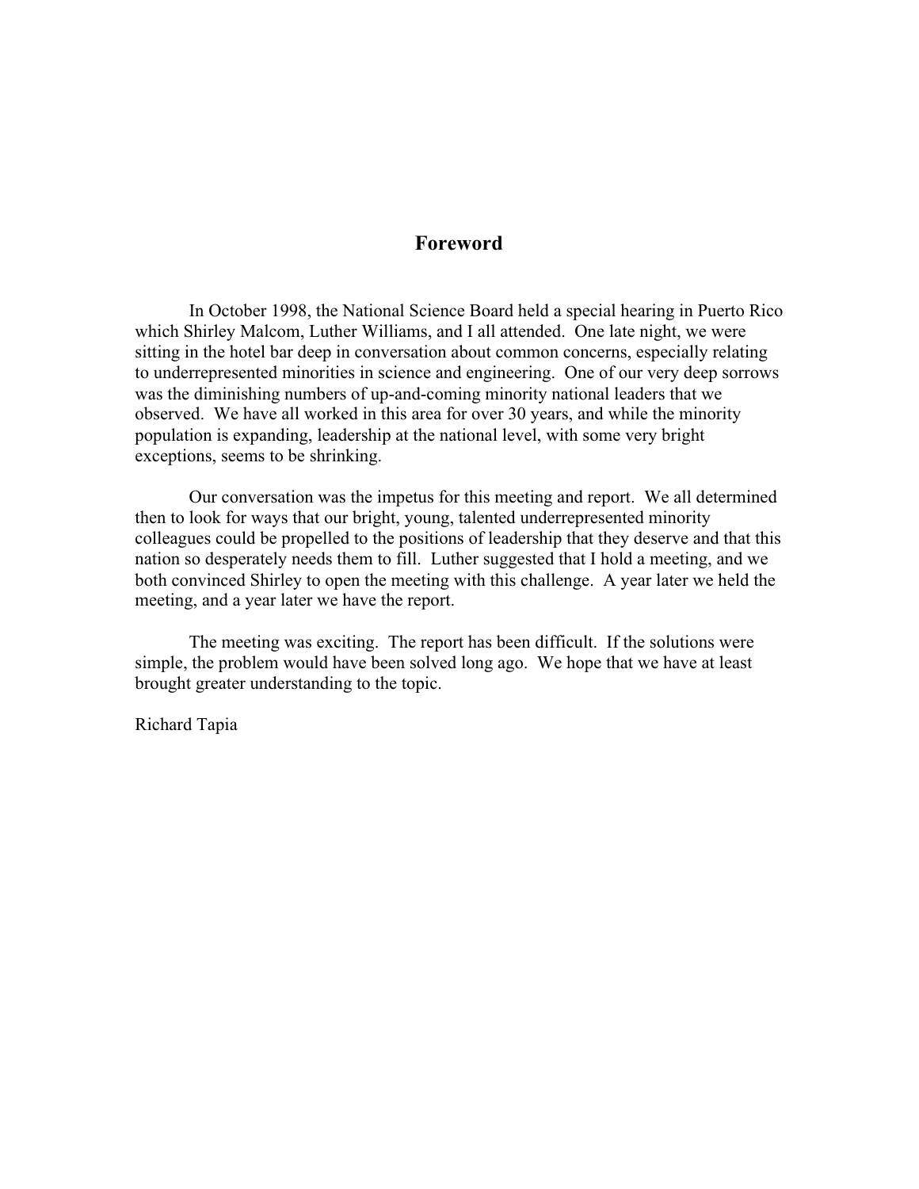# Foreword

In October 1998, the National Science Board held a special hearing in Puerto Rico which Shirley Malcom, Luther Williams, and I all attended. One late night, we were sitting in the hotel bar deep in conversation about common concerns, especially relating to underrepresented minorities in science and engineering. One of our very deep sorrows was the diminishing numbers of up-and-coming minority national leaders that we observed. We have all worked in this area for over 30 years, and while the minority population is expanding, leadership at the national level, with some very bright exceptions, seems to be shrinking.

Our conversation was the impetus for this meeting and report. We all determined then to look for ways that our bright, young, talented underrepresented minority colleagues could be propelled to the positions of leadership that they deserve and that this nation so desperately needs them to fill. Luther suggested that I hold a meeting, and we both convinced Shirley to open the meeting with this challenge. A year later we held the meeting, and a year later we have the report.

The meeting was exciting. The report has been difficult. If the solutions were simple, the problem would have been solved long ago. We hope that we have at least brought greater understanding to the topic.

Richard Tapia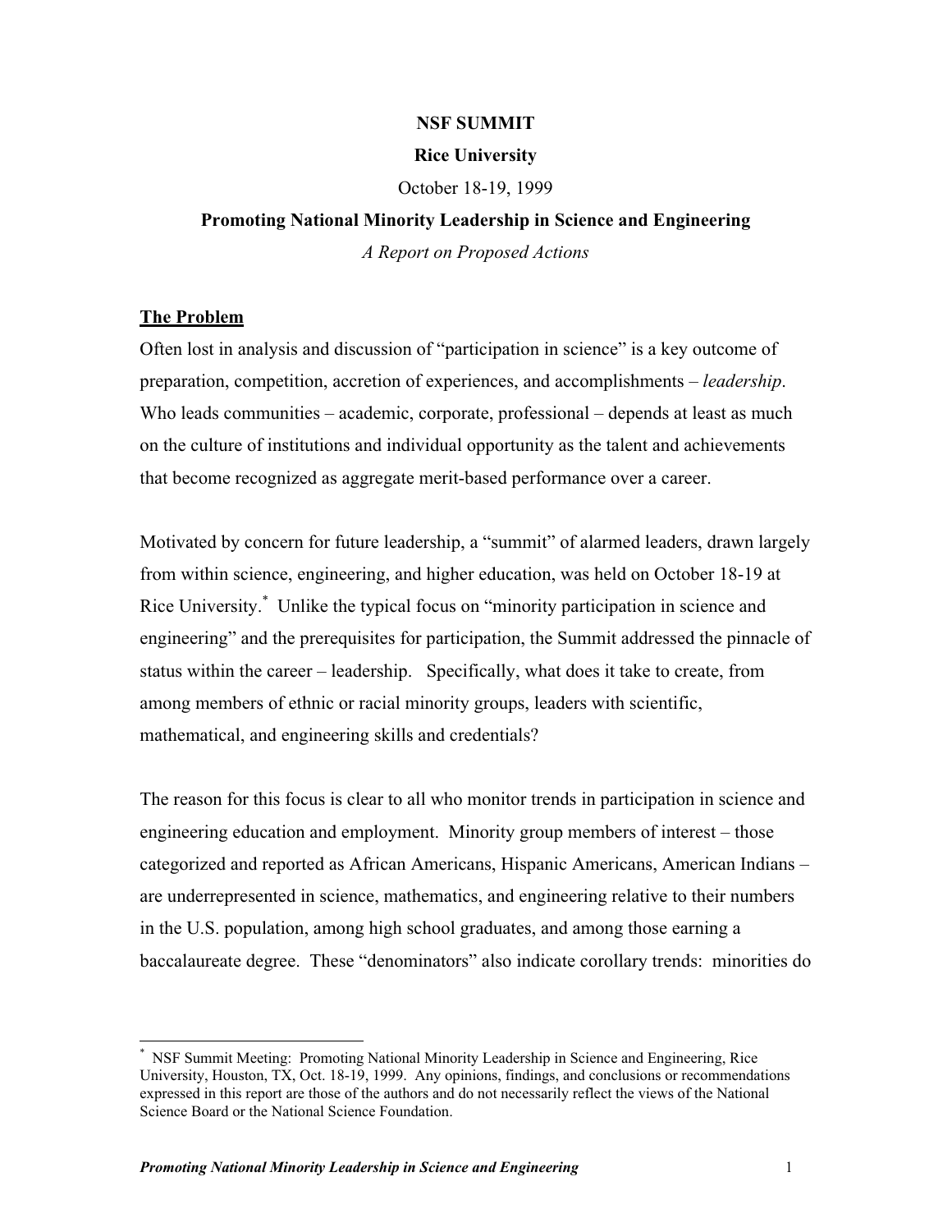**NSF SUMMIT**

**Rice University**

October 18-19, 1999

**Promoting National Minority Leadership in Science and Engineering**

*A Report on Proposed Actions*

## The Problem

Often lost in analysis and discussion of "participation in science" is a key outcome of preparation, competition, accretion of experiences, and accomplishments – *leadership*. Who leads communities – academic, corporate, professional – depends at least as much on the culture of institutions and individual opportunity as the talent and achievements that become recognized as aggregate merit-based performance over a career.

Motivated by concern for future leadership, a "summit" of alarmed leaders, drawn largely from within science, engineering, and higher education, was held on October 18-19 at Rice University.[*] Unlike the typical focus on "minority participation in science and engineering" and the prerequisites for participation, the Summit addressed the pinnacle of status within the career – leadership. Specifically, what does it take to create, from among members of ethnic or racial minority groups, leaders with scientific, mathematical, and engineering skills and credentials?

The reason for this focus is clear to all who monitor trends in participation in science and engineering education and employment. Minority group members of interest – those categorized and reported as African Americans, Hispanic Americans, American Indians – are underrepresented in science, mathematics, and engineering relative to their numbers in the U.S. population, among high school graduates, and among those earning a baccalaureate degree. These "denominators" also indicate corollary trends: minorities do

[*] NSF Summit Meeting: Promoting National Minority Leadership in Science and Engineering, Rice University, Houston, TX, Oct. 18-19, 1999. Any opinions, findings, and conclusions or recommendations expressed in this report are those of the authors and do not necessarily reflect the views of the National Science Board or the National Science Foundation.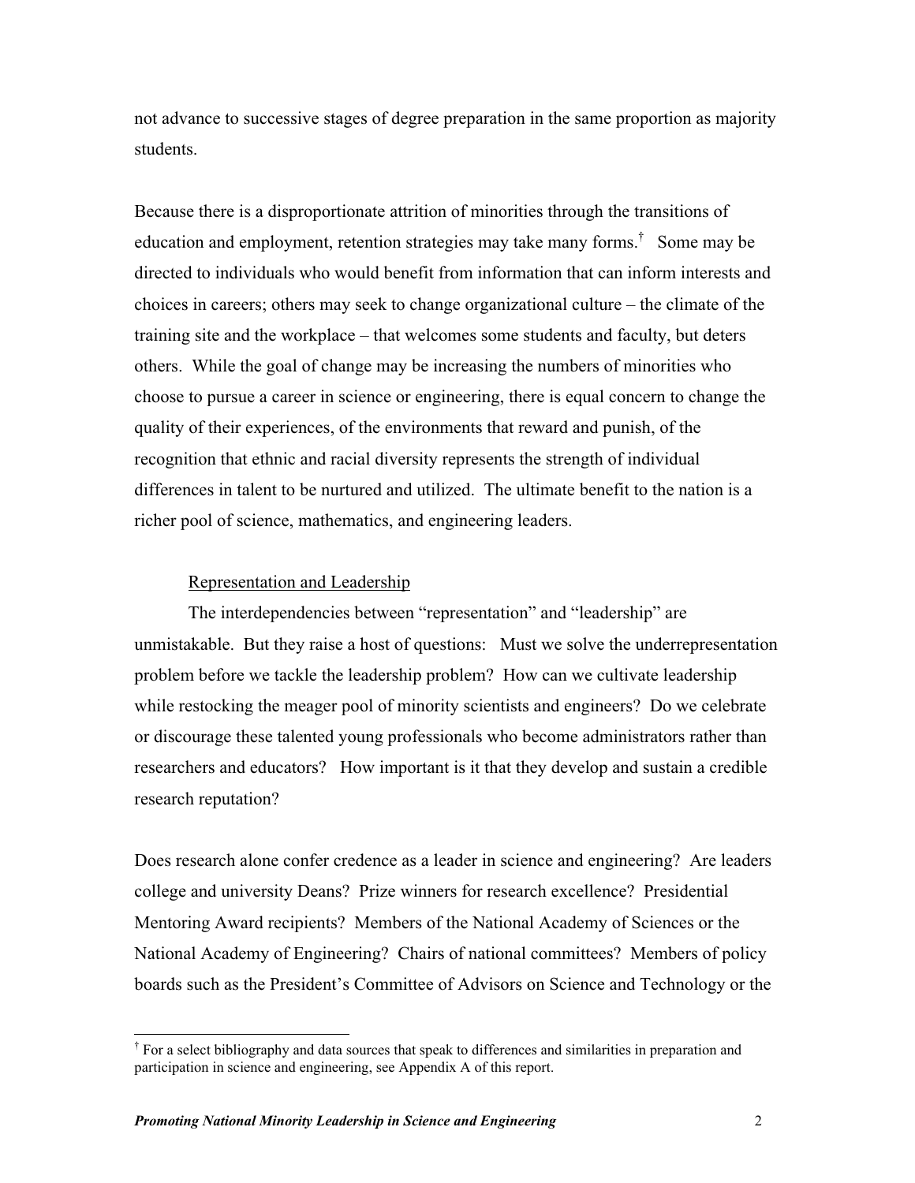not advance to successive stages of degree preparation in the same proportion as majority students.

Because there is a disproportionate attrition of minorities through the transitions of education and employment, retention strategies may take many forms.[†] Some may be directed to individuals who would benefit from information that can inform interests and choices in careers; others may seek to change organizational culture – the climate of the training site and the workplace – that welcomes some students and faculty, but deters others. While the goal of change may be increasing the numbers of minorities who choose to pursue a career in science or engineering, there is equal concern to change the quality of their experiences, of the environments that reward and punish, of the recognition that ethnic and racial diversity represents the strength of individual differences in talent to be nurtured and utilized. The ultimate benefit to the nation is a richer pool of science, mathematics, and engineering leaders.

<u>Representation and Leadership</u>

The interdependencies between "representation" and "leadership" are unmistakable. But they raise a host of questions: Must we solve the underrepresentation problem before we tackle the leadership problem? How can we cultivate leadership while restocking the meager pool of minority scientists and engineers? Do we celebrate or discourage these talented young professionals who become administrators rather than researchers and educators? How important is it that they develop and sustain a credible research reputation?

Does research alone confer credence as a leader in science and engineering? Are leaders college and university Deans? Prize winners for research excellence? Presidential Mentoring Award recipients? Members of the National Academy of Sciences or the National Academy of Engineering? Chairs of national committees? Members of policy boards such as the President's Committee of Advisors on Science and Technology or the

[†] For a select bibliography and data sources that speak to differences and similarities in preparation and participation in science and engineering, see Appendix A of this report.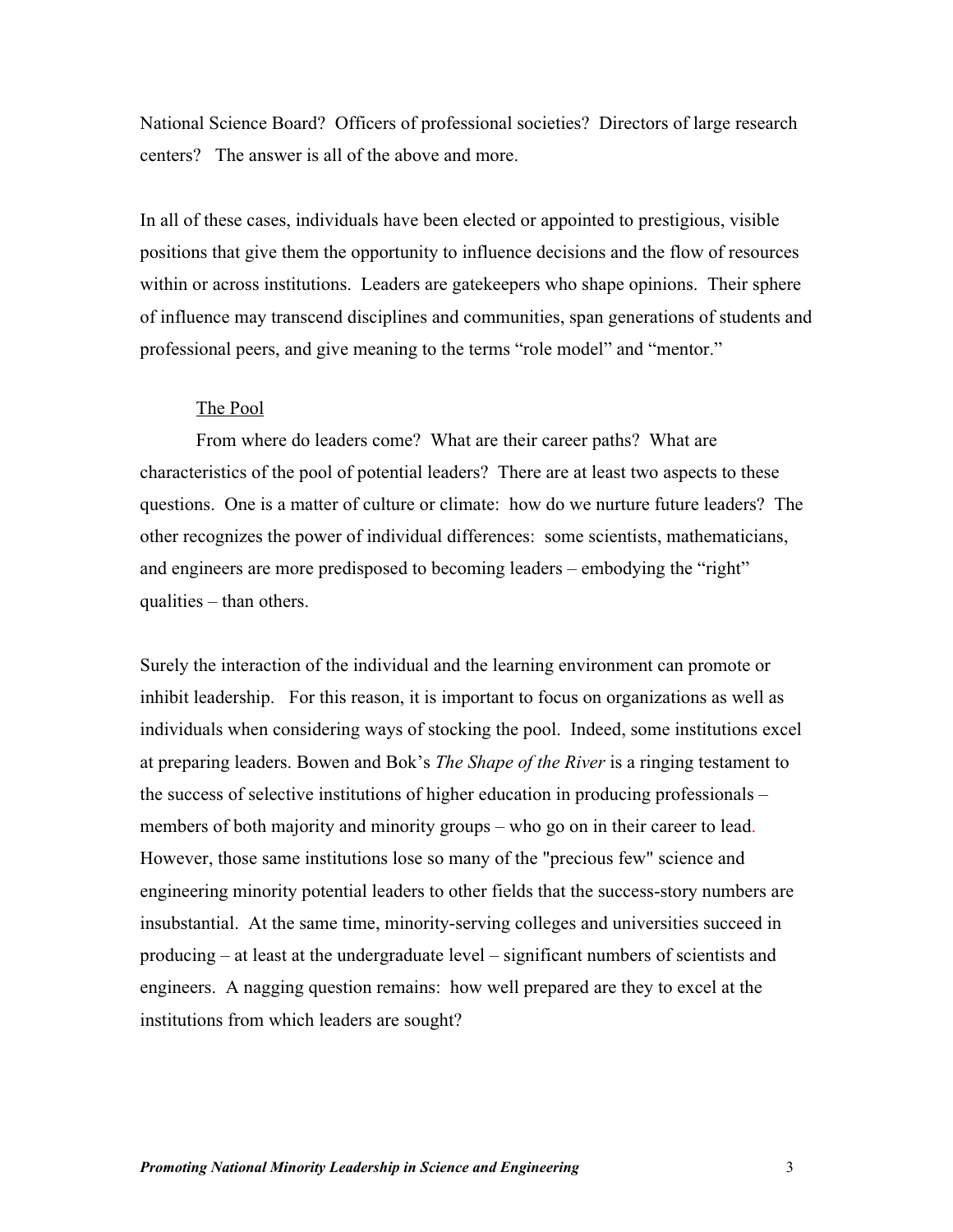National Science Board? Officers of professional societies? Directors of large research centers? The answer is all of the above and more.

In all of these cases, individuals have been elected or appointed to prestigious, visible positions that give them the opportunity to influence decisions and the flow of resources within or across institutions. Leaders are gatekeepers who shape opinions. Their sphere of influence may transcend disciplines and communities, span generations of students and professional peers, and give meaning to the terms "role model" and "mentor."

## The Pool

From where do leaders come? What are their career paths? What are characteristics of the pool of potential leaders? There are at least two aspects to these questions. One is a matter of culture or climate: how do we nurture future leaders? The other recognizes the power of individual differences: some scientists, mathematicians, and engineers are more predisposed to becoming leaders – embodying the "right" qualities – than others.

Surely the interaction of the individual and the learning environment can promote or inhibit leadership. For this reason, it is important to focus on organizations as well as individuals when considering ways of stocking the pool. Indeed, some institutions excel at preparing leaders. Bowen and Bok's *The Shape of the River* is a ringing testament to the success of selective institutions of higher education in producing professionals – members of both majority and minority groups – who go on in their career to lead. However, those same institutions lose so many of the "precious few" science and engineering minority potential leaders to other fields that the success-story numbers are insubstantial. At the same time, minority-serving colleges and universities succeed in producing – at least at the undergraduate level – significant numbers of scientists and engineers. A nagging question remains: how well prepared are they to excel at the institutions from which leaders are sought?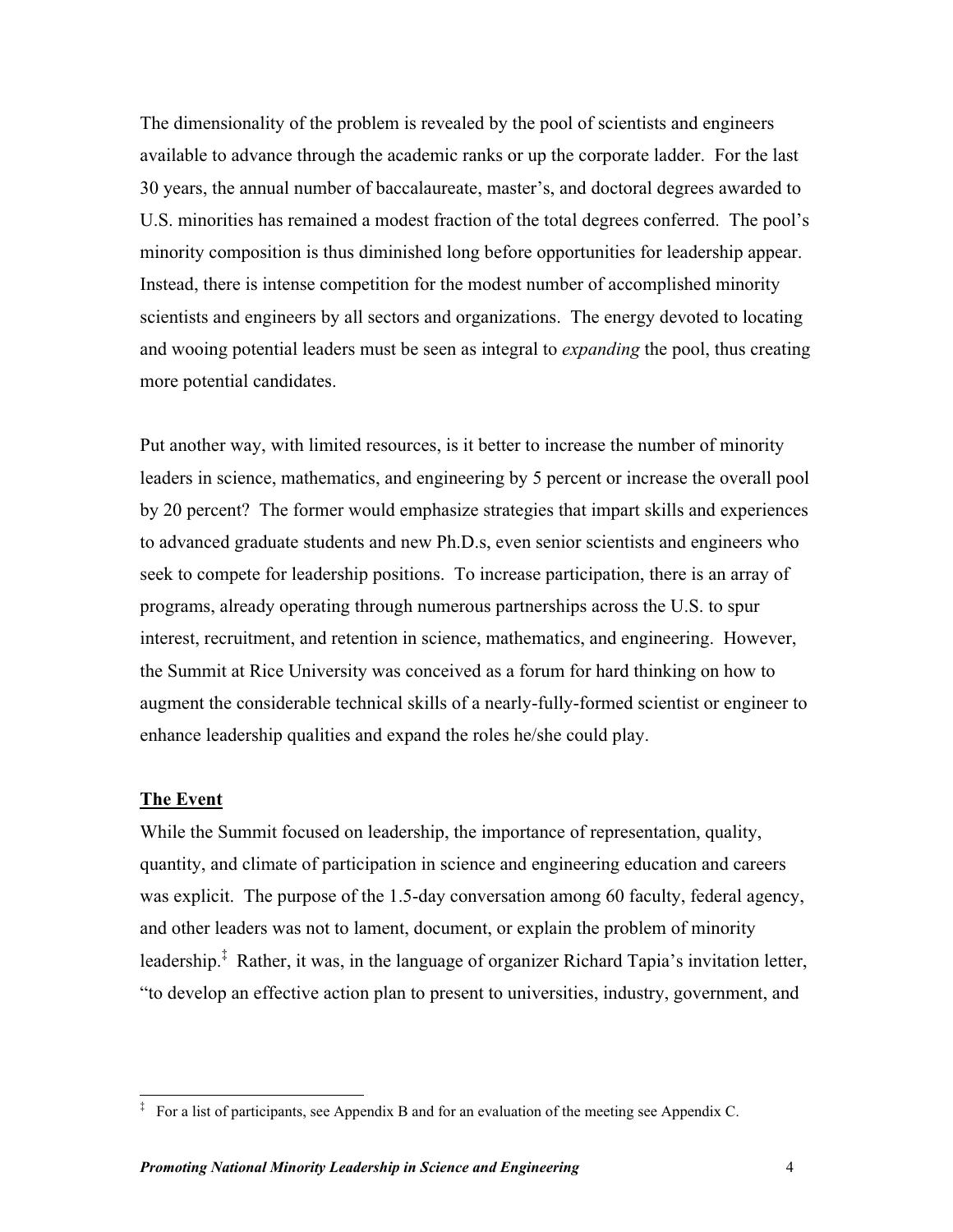The dimensionality of the problem is revealed by the pool of scientists and engineers available to advance through the academic ranks or up the corporate ladder. For the last 30 years, the annual number of baccalaureate, master's, and doctoral degrees awarded to U.S. minorities has remained a modest fraction of the total degrees conferred. The pool's minority composition is thus diminished long before opportunities for leadership appear. Instead, there is intense competition for the modest number of accomplished minority scientists and engineers by all sectors and organizations. The energy devoted to locating and wooing potential leaders must be seen as integral to *expanding* the pool, thus creating more potential candidates.

Put another way, with limited resources, is it better to increase the number of minority leaders in science, mathematics, and engineering by 5 percent or increase the overall pool by 20 percent? The former would emphasize strategies that impart skills and experiences to advanced graduate students and new Ph.D.s, even senior scientists and engineers who seek to compete for leadership positions. To increase participation, there is an array of programs, already operating through numerous partnerships across the U.S. to spur interest, recruitment, and retention in science, mathematics, and engineering. However, the Summit at Rice University was conceived as a forum for hard thinking on how to augment the considerable technical skills of a nearly-fully-formed scientist or engineer to enhance leadership qualities and expand the roles he/she could play.

## The Event

While the Summit focused on leadership, the importance of representation, quality, quantity, and climate of participation in science and engineering education and careers was explicit. The purpose of the 1.5-day conversation among 60 faculty, federal agency, and other leaders was not to lament, document, or explain the problem of minority leadership.[‡] Rather, it was, in the language of organizer Richard Tapia's invitation letter, "to develop an effective action plan to present to universities, industry, government, and

---

[‡] For a list of participants, see Appendix B and for an evaluation of the meeting see Appendix C.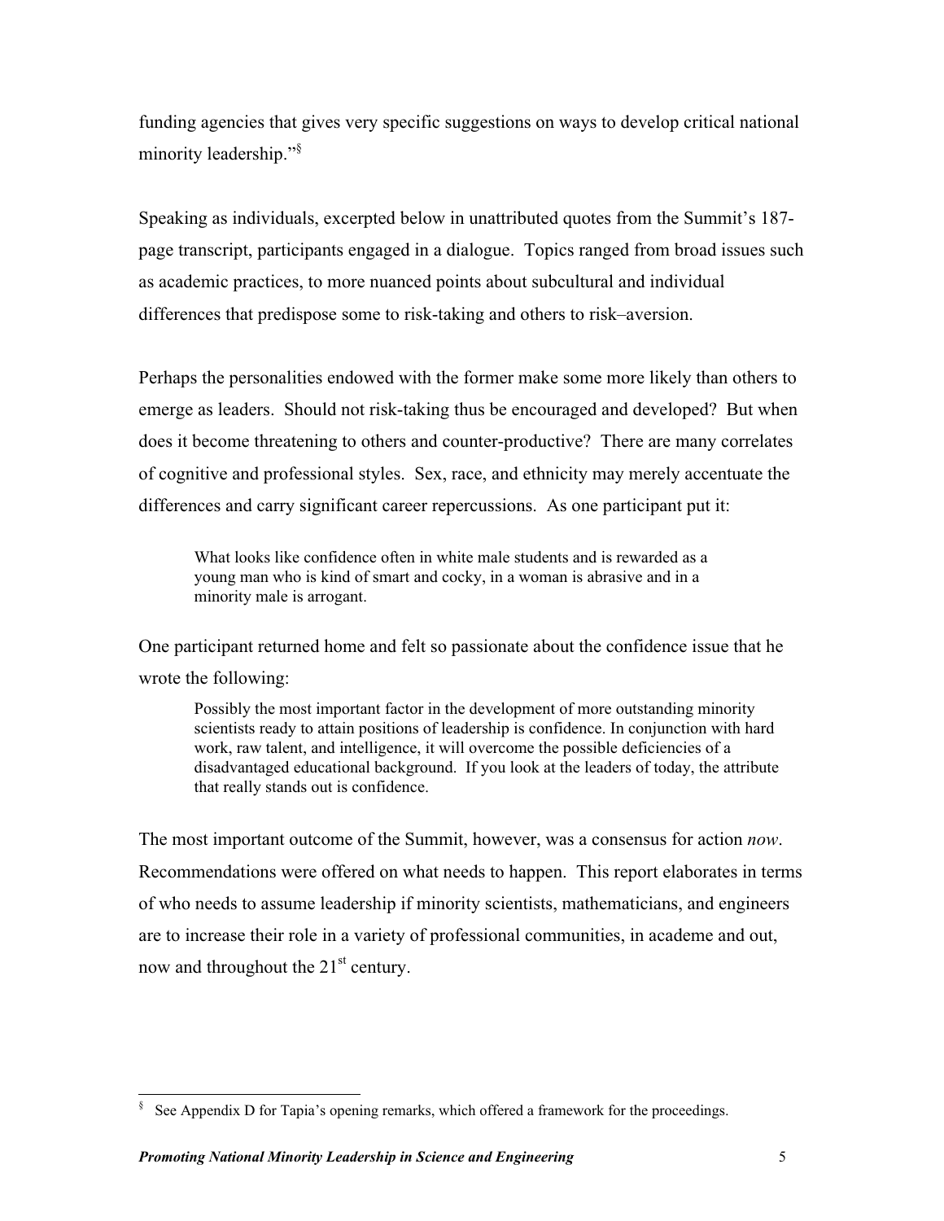funding agencies that gives very specific suggestions on ways to develop critical national minority leadership."[§]

Speaking as individuals, excerpted below in unattributed quotes from the Summit's 187-page transcript, participants engaged in a dialogue. Topics ranged from broad issues such as academic practices, to more nuanced points about subcultural and individual differences that predispose some to risk-taking and others to risk–aversion.

Perhaps the personalities endowed with the former make some more likely than others to emerge as leaders. Should not risk-taking thus be encouraged and developed? But when does it become threatening to others and counter-productive? There are many correlates of cognitive and professional styles. Sex, race, and ethnicity may merely accentuate the differences and carry significant career repercussions. As one participant put it:

> What looks like confidence often in white male students and is rewarded as a young man who is kind of smart and cocky, in a woman is abrasive and in a minority male is arrogant.

One participant returned home and felt so passionate about the confidence issue that he wrote the following:

> Possibly the most important factor in the development of more outstanding minority scientists ready to attain positions of leadership is confidence. In conjunction with hard work, raw talent, and intelligence, it will overcome the possible deficiencies of a disadvantaged educational background. If you look at the leaders of today, the attribute that really stands out is confidence.

The most important outcome of the Summit, however, was a consensus for action *now*. Recommendations were offered on what needs to happen. This report elaborates in terms of who needs to assume leadership if minority scientists, mathematicians, and engineers are to increase their role in a variety of professional communities, in academe and out, now and throughout the 21st century.

---

[§] See Appendix D for Tapia's opening remarks, which offered a framework for the proceedings.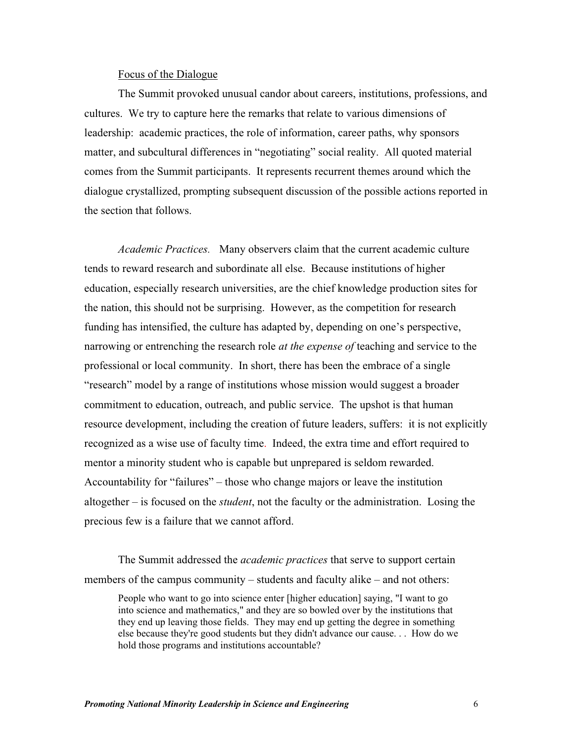## Focus of the Dialogue

The Summit provoked unusual candor about careers, institutions, professions, and cultures. We try to capture here the remarks that relate to various dimensions of leadership: academic practices, the role of information, career paths, why sponsors matter, and subcultural differences in "negotiating" social reality. All quoted material comes from the Summit participants. It represents recurrent themes around which the dialogue crystallized, prompting subsequent discussion of the possible actions reported in the section that follows.

*Academic Practices.* Many observers claim that the current academic culture tends to reward research and subordinate all else. Because institutions of higher education, especially research universities, are the chief knowledge production sites for the nation, this should not be surprising. However, as the competition for research funding has intensified, the culture has adapted by, depending on one's perspective, narrowing or entrenching the research role *at the expense of* teaching and service to the professional or local community. In short, there has been the embrace of a single "research" model by a range of institutions whose mission would suggest a broader commitment to education, outreach, and public service. The upshot is that human resource development, including the creation of future leaders, suffers: it is not explicitly recognized as a wise use of faculty time. Indeed, the extra time and effort required to mentor a minority student who is capable but unprepared is seldom rewarded. Accountability for "failures" – those who change majors or leave the institution altogether – is focused on the *student*, not the faculty or the administration. Losing the precious few is a failure that we cannot afford.

The Summit addressed the *academic practices* that serve to support certain members of the campus community – students and faculty alike – and not others:

> People who want to go into science enter [higher education] saying, "I want to go into science and mathematics," and they are so bowled over by the institutions that they end up leaving those fields. They may end up getting the degree in something else because they're good students but they didn't advance our cause. . . How do we hold those programs and institutions accountable?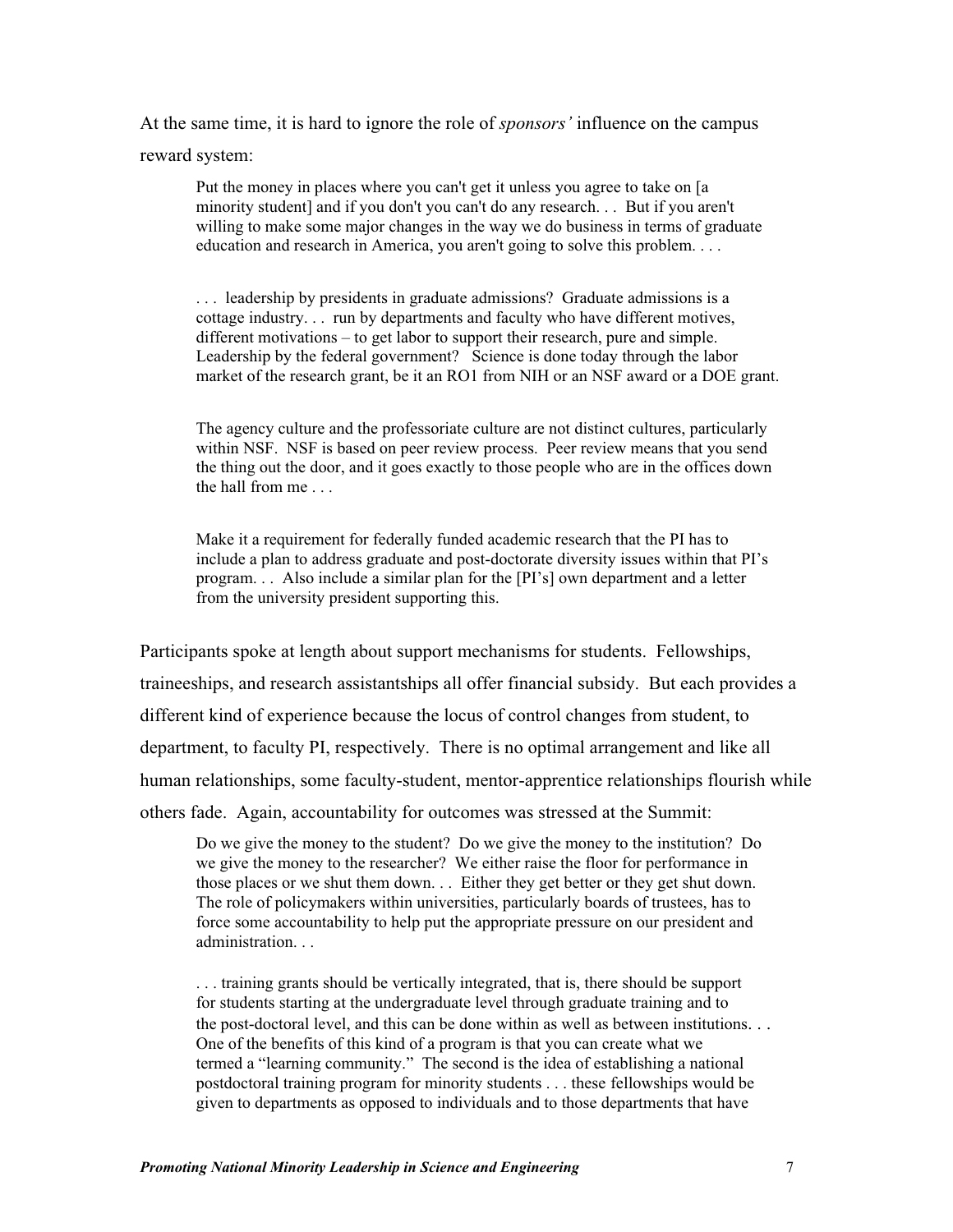At the same time, it is hard to ignore the role of *sponsors'* influence on the campus reward system:

> Put the money in places where you can't get it unless you agree to take on [a minority student] and if you don't you can't do any research. . . But if you aren't willing to make some major changes in the way we do business in terms of graduate education and research in America, you aren't going to solve this problem. . . .
>
> . . . leadership by presidents in graduate admissions? Graduate admissions is a cottage industry. . . run by departments and faculty who have different motives, different motivations – to get labor to support their research, pure and simple. Leadership by the federal government? Science is done today through the labor market of the research grant, be it an RO1 from NIH or an NSF award or a DOE grant.
>
> The agency culture and the professoriate culture are not distinct cultures, particularly within NSF. NSF is based on peer review process. Peer review means that you send the thing out the door, and it goes exactly to those people who are in the offices down the hall from me . . .
>
> Make it a requirement for federally funded academic research that the PI has to include a plan to address graduate and post-doctorate diversity issues within that PI's program. . . Also include a similar plan for the [PI's] own department and a letter from the university president supporting this.

Participants spoke at length about support mechanisms for students. Fellowships, traineeships, and research assistantships all offer financial subsidy. But each provides a different kind of experience because the locus of control changes from student, to department, to faculty PI, respectively. There is no optimal arrangement and like all human relationships, some faculty-student, mentor-apprentice relationships flourish while others fade. Again, accountability for outcomes was stressed at the Summit:

> Do we give the money to the student? Do we give the money to the institution? Do we give the money to the researcher? We either raise the floor for performance in those places or we shut them down. . . Either they get better or they get shut down. The role of policymakers within universities, particularly boards of trustees, has to force some accountability to help put the appropriate pressure on our president and administration. . .
>
> . . . training grants should be vertically integrated, that is, there should be support for students starting at the undergraduate level through graduate training and to the post-doctoral level, and this can be done within as well as between institutions. . . One of the benefits of this kind of a program is that you can create what we termed a "learning community." The second is the idea of establishing a national postdoctoral training program for minority students . . . these fellowships would be given to departments as opposed to individuals and to those departments that have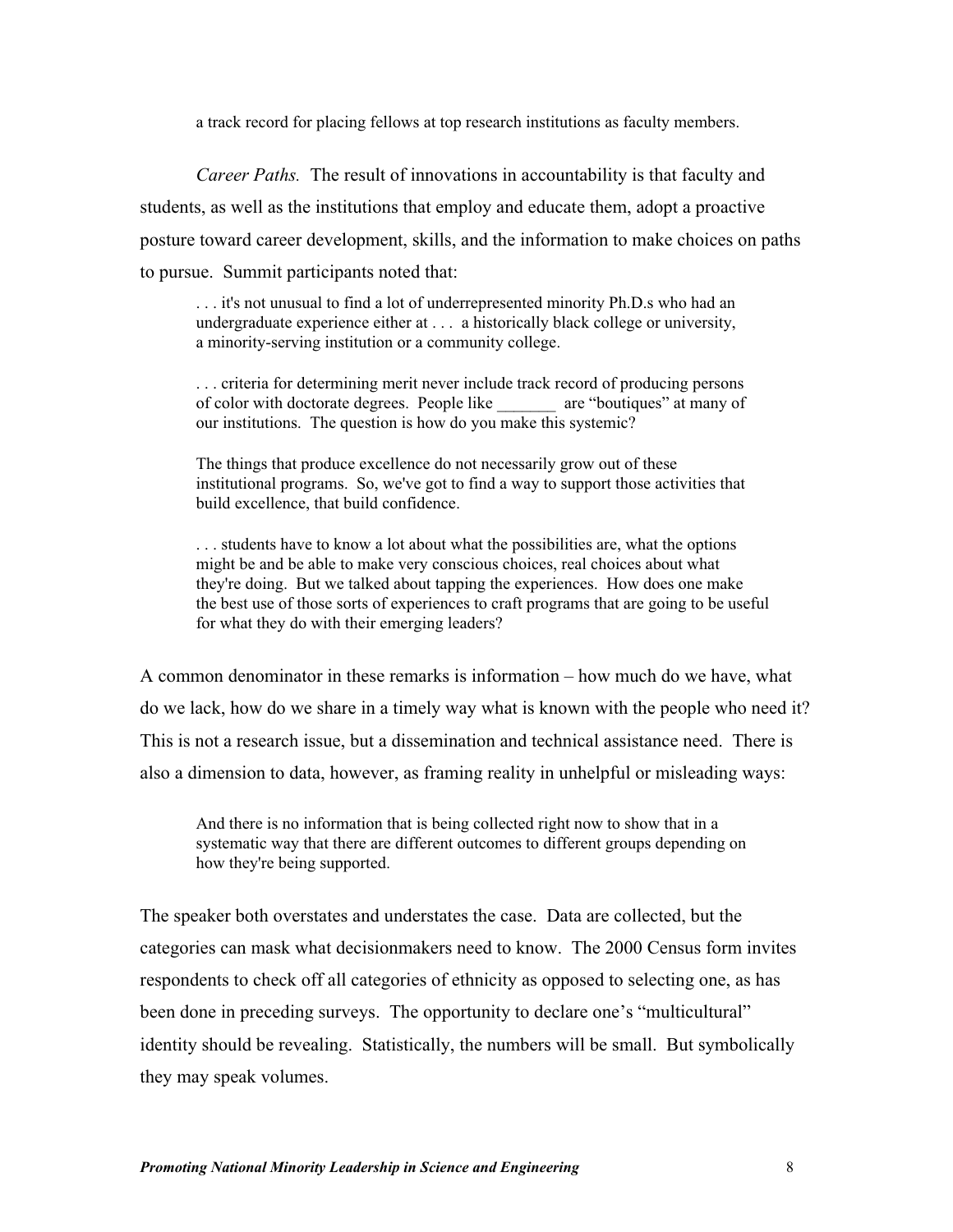a track record for placing fellows at top research institutions as faculty members.

*Career Paths.* The result of innovations in accountability is that faculty and students, as well as the institutions that employ and educate them, adopt a proactive posture toward career development, skills, and the information to make choices on paths to pursue. Summit participants noted that:

> . . . it's not unusual to find a lot of underrepresented minority Ph.D.s who had an undergraduate experience either at . . . a historically black college or university, a minority-serving institution or a community college.
>
> . . . criteria for determining merit never include track record of producing persons of color with doctorate degrees. People like _______ are "boutiques" at many of our institutions. The question is how do you make this systemic?
>
> The things that produce excellence do not necessarily grow out of these institutional programs. So, we've got to find a way to support those activities that build excellence, that build confidence.
>
> . . . students have to know a lot about what the possibilities are, what the options might be and be able to make very conscious choices, real choices about what they're doing. But we talked about tapping the experiences. How does one make the best use of those sorts of experiences to craft programs that are going to be useful for what they do with their emerging leaders?

A common denominator in these remarks is information – how much do we have, what do we lack, how do we share in a timely way what is known with the people who need it? This is not a research issue, but a dissemination and technical assistance need. There is also a dimension to data, however, as framing reality in unhelpful or misleading ways:

> And there is no information that is being collected right now to show that in a systematic way that there are different outcomes to different groups depending on how they're being supported.

The speaker both overstates and understates the case. Data are collected, but the categories can mask what decisionmakers need to know. The 2000 Census form invites respondents to check off all categories of ethnicity as opposed to selecting one, as has been done in preceding surveys. The opportunity to declare one's "multicultural" identity should be revealing. Statistically, the numbers will be small. But symbolically they may speak volumes.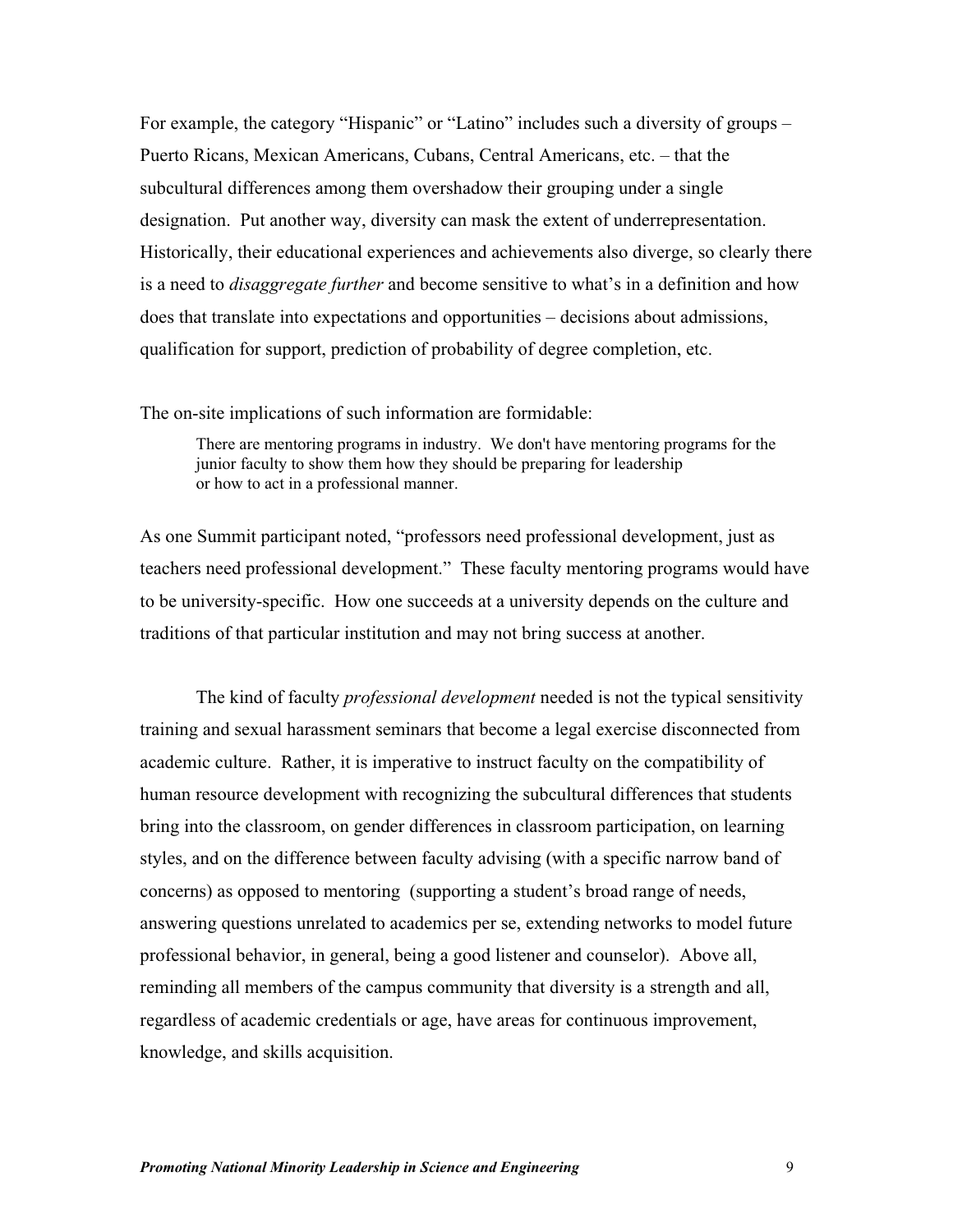For example, the category "Hispanic" or "Latino" includes such a diversity of groups – Puerto Ricans, Mexican Americans, Cubans, Central Americans, etc. – that the subcultural differences among them overshadow their grouping under a single designation. Put another way, diversity can mask the extent of underrepresentation. Historically, their educational experiences and achievements also diverge, so clearly there is a need to *disaggregate further* and become sensitive to what's in a definition and how does that translate into expectations and opportunities – decisions about admissions, qualification for support, prediction of probability of degree completion, etc.

The on-site implications of such information are formidable:

> There are mentoring programs in industry. We don't have mentoring programs for the junior faculty to show them how they should be preparing for leadership or how to act in a professional manner.

As one Summit participant noted, "professors need professional development, just as teachers need professional development." These faculty mentoring programs would have to be university-specific. How one succeeds at a university depends on the culture and traditions of that particular institution and may not bring success at another.

The kind of faculty *professional development* needed is not the typical sensitivity training and sexual harassment seminars that become a legal exercise disconnected from academic culture. Rather, it is imperative to instruct faculty on the compatibility of human resource development with recognizing the subcultural differences that students bring into the classroom, on gender differences in classroom participation, on learning styles, and on the difference between faculty advising (with a specific narrow band of concerns) as opposed to mentoring (supporting a student's broad range of needs, answering questions unrelated to academics per se, extending networks to model future professional behavior, in general, being a good listener and counselor). Above all, reminding all members of the campus community that diversity is a strength and all, regardless of academic credentials or age, have areas for continuous improvement, knowledge, and skills acquisition.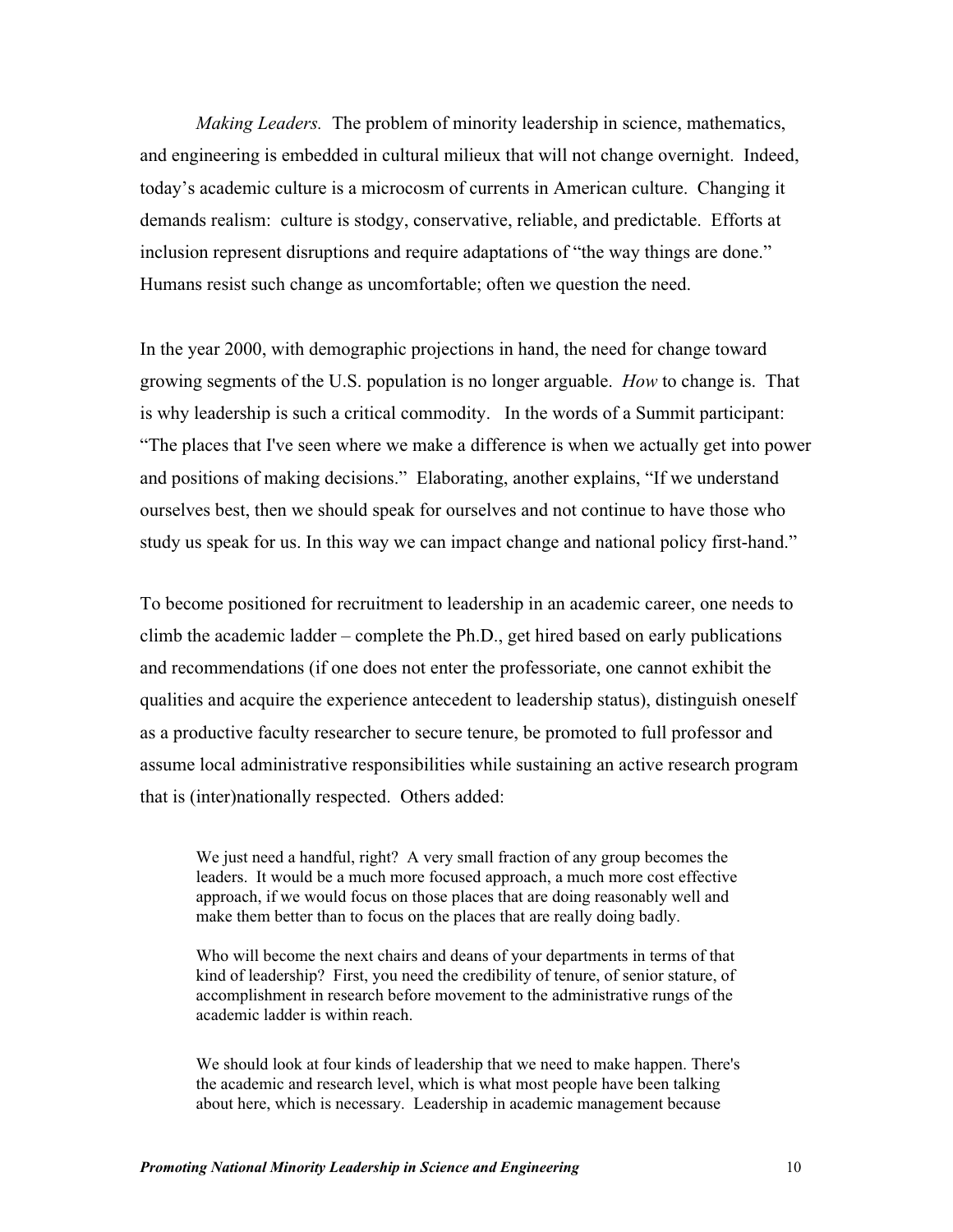*Making Leaders.* The problem of minority leadership in science, mathematics, and engineering is embedded in cultural milieux that will not change overnight. Indeed, today's academic culture is a microcosm of currents in American culture. Changing it demands realism: culture is stodgy, conservative, reliable, and predictable. Efforts at inclusion represent disruptions and require adaptations of "the way things are done." Humans resist such change as uncomfortable; often we question the need.

In the year 2000, with demographic projections in hand, the need for change toward growing segments of the U.S. population is no longer arguable. *How* to change is. That is why leadership is such a critical commodity. In the words of a Summit participant: "The places that I've seen where we make a difference is when we actually get into power and positions of making decisions." Elaborating, another explains, "If we understand ourselves best, then we should speak for ourselves and not continue to have those who study us speak for us. In this way we can impact change and national policy first-hand."

To become positioned for recruitment to leadership in an academic career, one needs to climb the academic ladder – complete the Ph.D., get hired based on early publications and recommendations (if one does not enter the professoriate, one cannot exhibit the qualities and acquire the experience antecedent to leadership status), distinguish oneself as a productive faculty researcher to secure tenure, be promoted to full professor and assume local administrative responsibilities while sustaining an active research program that is (inter)nationally respected. Others added:

> We just need a handful, right? A very small fraction of any group becomes the leaders. It would be a much more focused approach, a much more cost effective approach, if we would focus on those places that are doing reasonably well and make them better than to focus on the places that are really doing badly.
>
> Who will become the next chairs and deans of your departments in terms of that kind of leadership? First, you need the credibility of tenure, of senior stature, of accomplishment in research before movement to the administrative rungs of the academic ladder is within reach.
>
> We should look at four kinds of leadership that we need to make happen. There's the academic and research level, which is what most people have been talking about here, which is necessary. Leadership in academic management because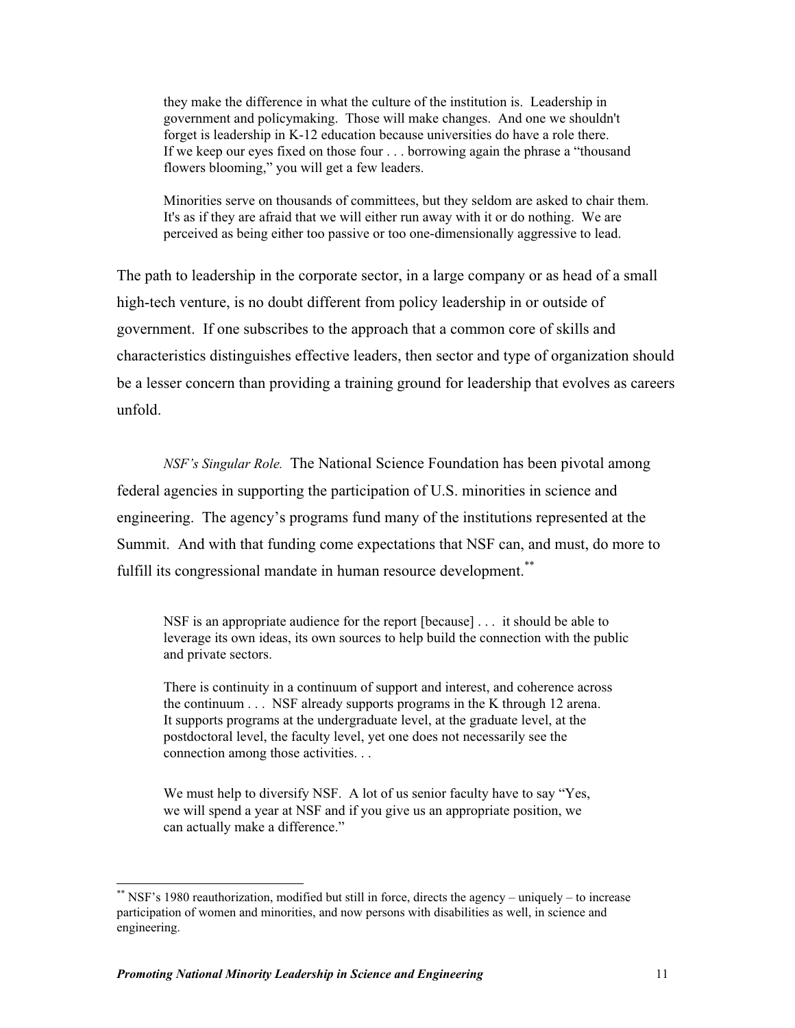> they make the difference in what the culture of the institution is. Leadership in government and policymaking. Those will make changes. And one we shouldn't forget is leadership in K-12 education because universities do have a role there. If we keep our eyes fixed on those four . . . borrowing again the phrase a "thousand flowers blooming," you will get a few leaders.
>
> Minorities serve on thousands of committees, but they seldom are asked to chair them. It's as if they are afraid that we will either run away with it or do nothing. We are perceived as being either too passive or too one-dimensionally aggressive to lead.

The path to leadership in the corporate sector, in a large company or as head of a small high-tech venture, is no doubt different from policy leadership in or outside of government. If one subscribes to the approach that a common core of skills and characteristics distinguishes effective leaders, then sector and type of organization should be a lesser concern than providing a training ground for leadership that evolves as careers unfold.

*NSF's Singular Role.* The National Science Foundation has been pivotal among federal agencies in supporting the participation of U.S. minorities in science and engineering. The agency's programs fund many of the institutions represented at the Summit. And with that funding come expectations that NSF can, and must, do more to fulfill its congressional mandate in human resource development.[**]

> NSF is an appropriate audience for the report [because] . . . it should be able to leverage its own ideas, its own sources to help build the connection with the public and private sectors.
>
> There is continuity in a continuum of support and interest, and coherence across the continuum . . . NSF already supports programs in the K through 12 arena. It supports programs at the undergraduate level, at the graduate level, at the postdoctoral level, the faculty level, yet one does not necessarily see the connection among those activities. . .
>
> We must help to diversify NSF. A lot of us senior faculty have to say "Yes, we will spend a year at NSF and if you give us an appropriate position, we can actually make a difference."

---

[**] NSF's 1980 reauthorization, modified but still in force, directs the agency – uniquely – to increase participation of women and minorities, and now persons with disabilities as well, in science and engineering.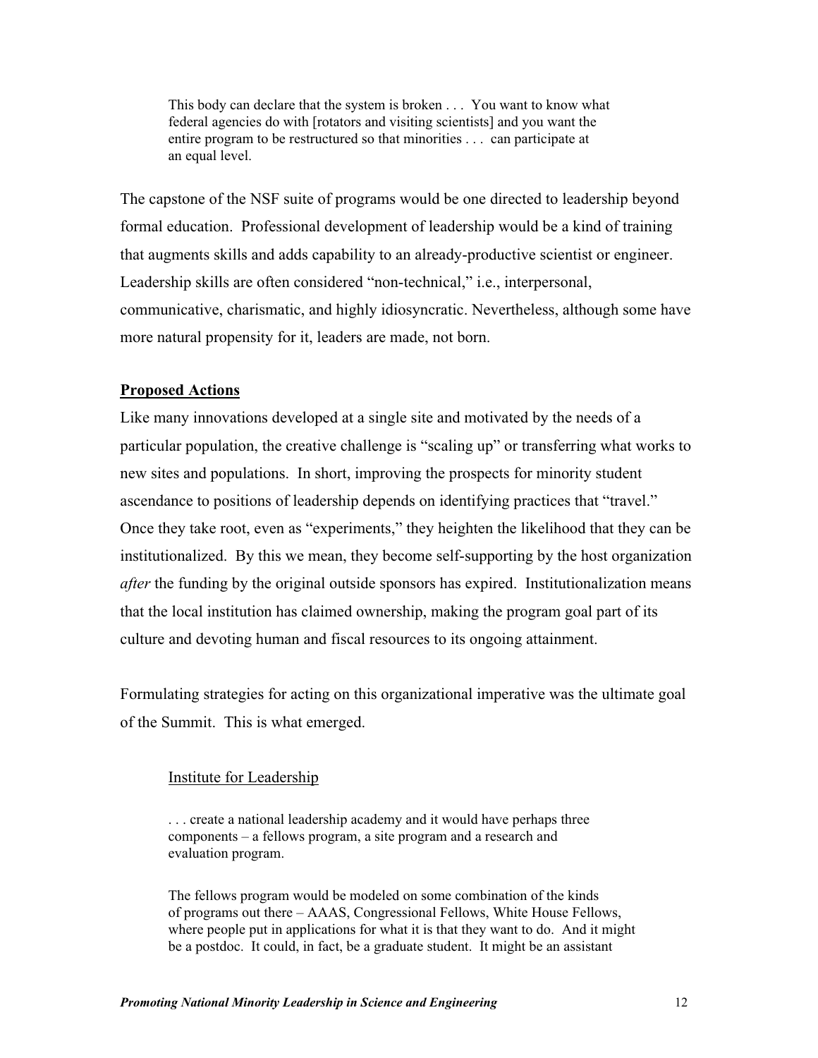> This body can declare that the system is broken . . . You want to know what federal agencies do with [rotators and visiting scientists] and you want the entire program to be restructured so that minorities . . . can participate at an equal level.

The capstone of the NSF suite of programs would be one directed to leadership beyond formal education. Professional development of leadership would be a kind of training that augments skills and adds capability to an already-productive scientist or engineer. Leadership skills are often considered "non-technical," i.e., interpersonal, communicative, charismatic, and highly idiosyncratic. Nevertheless, although some have more natural propensity for it, leaders are made, not born.

## Proposed Actions

Like many innovations developed at a single site and motivated by the needs of a particular population, the creative challenge is "scaling up" or transferring what works to new sites and populations. In short, improving the prospects for minority student ascendance to positions of leadership depends on identifying practices that "travel." Once they take root, even as "experiments," they heighten the likelihood that they can be institutionalized. By this we mean, they become self-supporting by the host organization *after* the funding by the original outside sponsors has expired. Institutionalization means that the local institution has claimed ownership, making the program goal part of its culture and devoting human and fiscal resources to its ongoing attainment.

Formulating strategies for acting on this organizational imperative was the ultimate goal of the Summit. This is what emerged.

### Institute for Leadership

> . . . create a national leadership academy and it would have perhaps three components – a fellows program, a site program and a research and evaluation program.
>
> The fellows program would be modeled on some combination of the kinds of programs out there – AAAS, Congressional Fellows, White House Fellows, where people put in applications for what it is that they want to do. And it might be a postdoc. It could, in fact, be a graduate student. It might be an assistant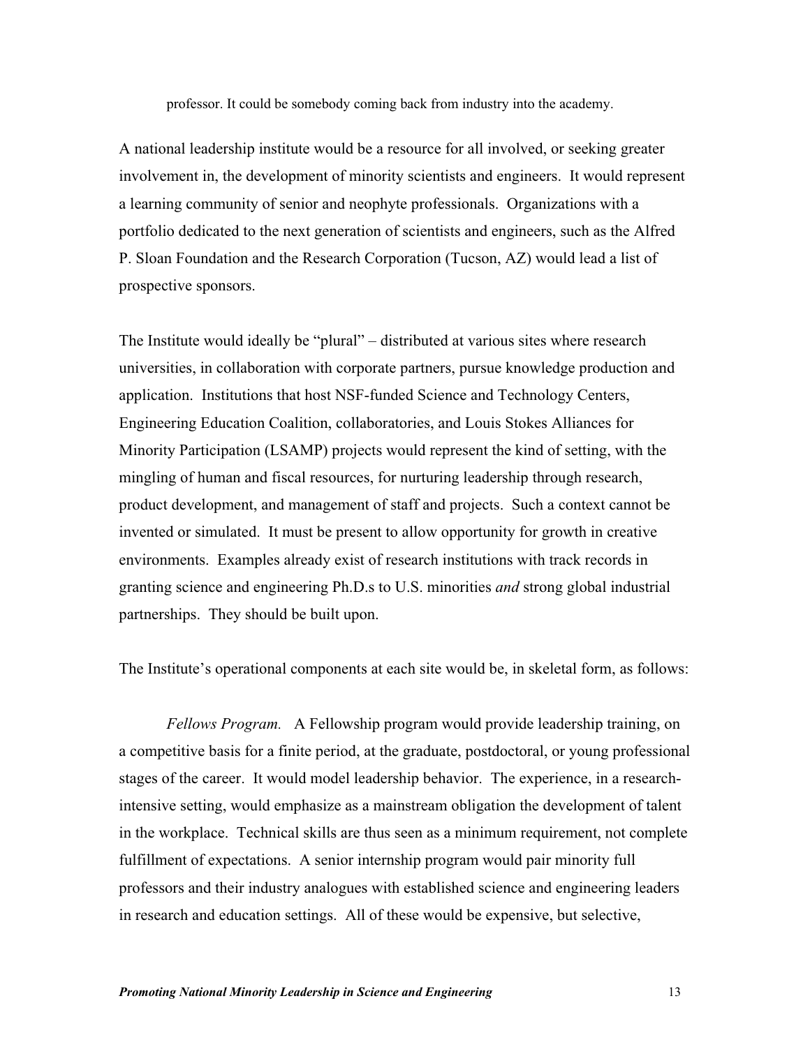professor. It could be somebody coming back from industry into the academy.

A national leadership institute would be a resource for all involved, or seeking greater involvement in, the development of minority scientists and engineers. It would represent a learning community of senior and neophyte professionals. Organizations with a portfolio dedicated to the next generation of scientists and engineers, such as the Alfred P. Sloan Foundation and the Research Corporation (Tucson, AZ) would lead a list of prospective sponsors.

The Institute would ideally be "plural" – distributed at various sites where research universities, in collaboration with corporate partners, pursue knowledge production and application. Institutions that host NSF-funded Science and Technology Centers, Engineering Education Coalition, collaboratories, and Louis Stokes Alliances for Minority Participation (LSAMP) projects would represent the kind of setting, with the mingling of human and fiscal resources, for nurturing leadership through research, product development, and management of staff and projects. Such a context cannot be invented or simulated. It must be present to allow opportunity for growth in creative environments. Examples already exist of research institutions with track records in granting science and engineering Ph.D.s to U.S. minorities *and* strong global industrial partnerships. They should be built upon.

The Institute's operational components at each site would be, in skeletal form, as follows:

*Fellows Program.* A Fellowship program would provide leadership training, on a competitive basis for a finite period, at the graduate, postdoctoral, or young professional stages of the career. It would model leadership behavior. The experience, in a research-intensive setting, would emphasize as a mainstream obligation the development of talent in the workplace. Technical skills are thus seen as a minimum requirement, not complete fulfillment of expectations. A senior internship program would pair minority full professors and their industry analogues with established science and engineering leaders in research and education settings. All of these would be expensive, but selective,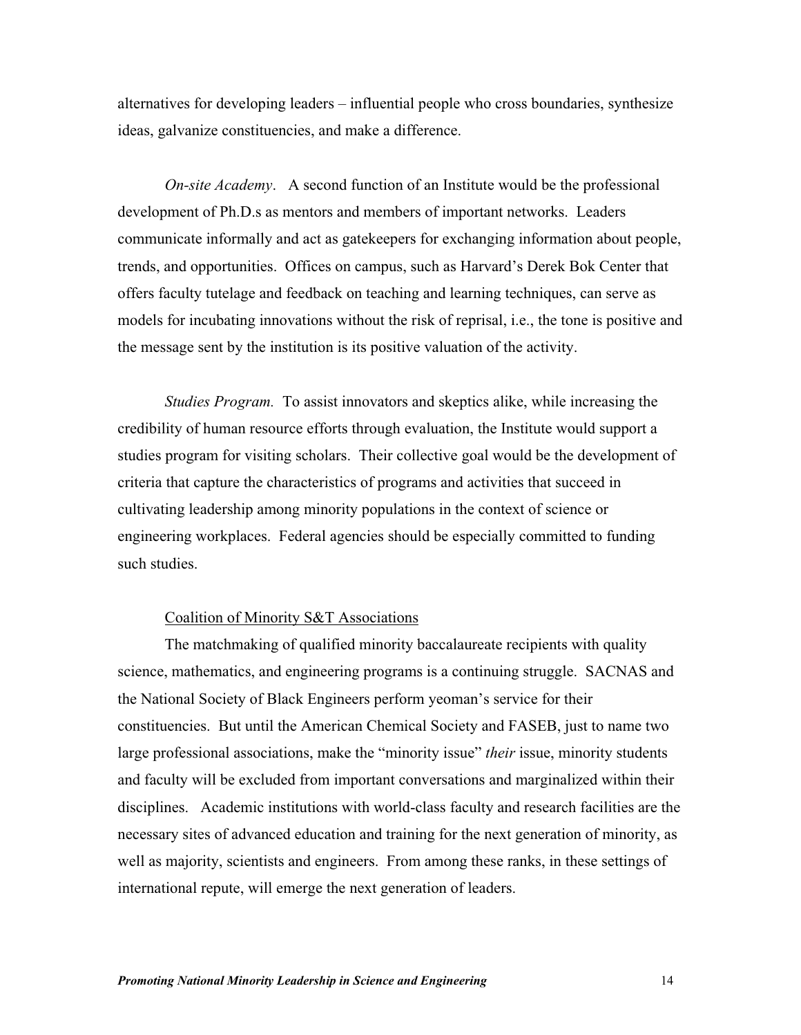alternatives for developing leaders – influential people who cross boundaries, synthesize ideas, galvanize constituencies, and make a difference.

*On-site Academy*. A second function of an Institute would be the professional development of Ph.D.s as mentors and members of important networks. Leaders communicate informally and act as gatekeepers for exchanging information about people, trends, and opportunities. Offices on campus, such as Harvard's Derek Bok Center that offers faculty tutelage and feedback on teaching and learning techniques, can serve as models for incubating innovations without the risk of reprisal, i.e., the tone is positive and the message sent by the institution is its positive valuation of the activity.

*Studies Program.* To assist innovators and skeptics alike, while increasing the credibility of human resource efforts through evaluation, the Institute would support a studies program for visiting scholars. Their collective goal would be the development of criteria that capture the characteristics of programs and activities that succeed in cultivating leadership among minority populations in the context of science or engineering workplaces. Federal agencies should be especially committed to funding such studies.

<u>Coalition of Minority S&T Associations</u>

The matchmaking of qualified minority baccalaureate recipients with quality science, mathematics, and engineering programs is a continuing struggle. SACNAS and the National Society of Black Engineers perform yeoman's service for their constituencies. But until the American Chemical Society and FASEB, just to name two large professional associations, make the "minority issue" *their* issue, minority students and faculty will be excluded from important conversations and marginalized within their disciplines. Academic institutions with world-class faculty and research facilities are the necessary sites of advanced education and training for the next generation of minority, as well as majority, scientists and engineers. From among these ranks, in these settings of international repute, will emerge the next generation of leaders.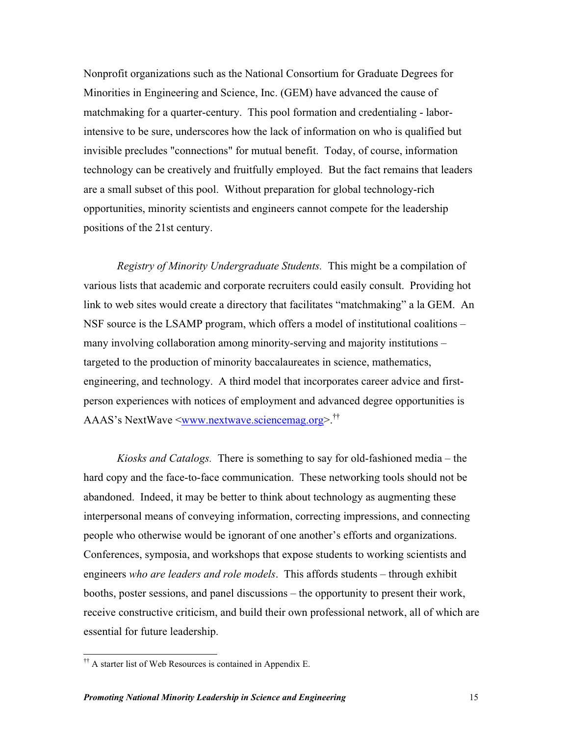Nonprofit organizations such as the National Consortium for Graduate Degrees for Minorities in Engineering and Science, Inc. (GEM) have advanced the cause of matchmaking for a quarter-century. This pool formation and credentialing - labor-intensive to be sure, underscores how the lack of information on who is qualified but invisible precludes "connections" for mutual benefit. Today, of course, information technology can be creatively and fruitfully employed. But the fact remains that leaders are a small subset of this pool. Without preparation for global technology-rich opportunities, minority scientists and engineers cannot compete for the leadership positions of the 21st century.

*Registry of Minority Undergraduate Students.* This might be a compilation of various lists that academic and corporate recruiters could easily consult. Providing hot link to web sites would create a directory that facilitates "matchmaking" a la GEM. An NSF source is the LSAMP program, which offers a model of institutional coalitions – many involving collaboration among minority-serving and majority institutions – targeted to the production of minority baccalaureates in science, mathematics, engineering, and technology. A third model that incorporates career advice and first-person experiences with notices of employment and advanced degree opportunities is AAAS's NextWave <www.nextwave.sciencemag.org>.[††]

*Kiosks and Catalogs.* There is something to say for old-fashioned media – the hard copy and the face-to-face communication. These networking tools should not be abandoned. Indeed, it may be better to think about technology as augmenting these interpersonal means of conveying information, correcting impressions, and connecting people who otherwise would be ignorant of one another's efforts and organizations. Conferences, symposia, and workshops that expose students to working scientists and engineers *who are leaders and role models*. This affords students – through exhibit booths, poster sessions, and panel discussions – the opportunity to present their work, receive constructive criticism, and build their own professional network, all of which are essential for future leadership.

[††] A starter list of Web Resources is contained in Appendix E.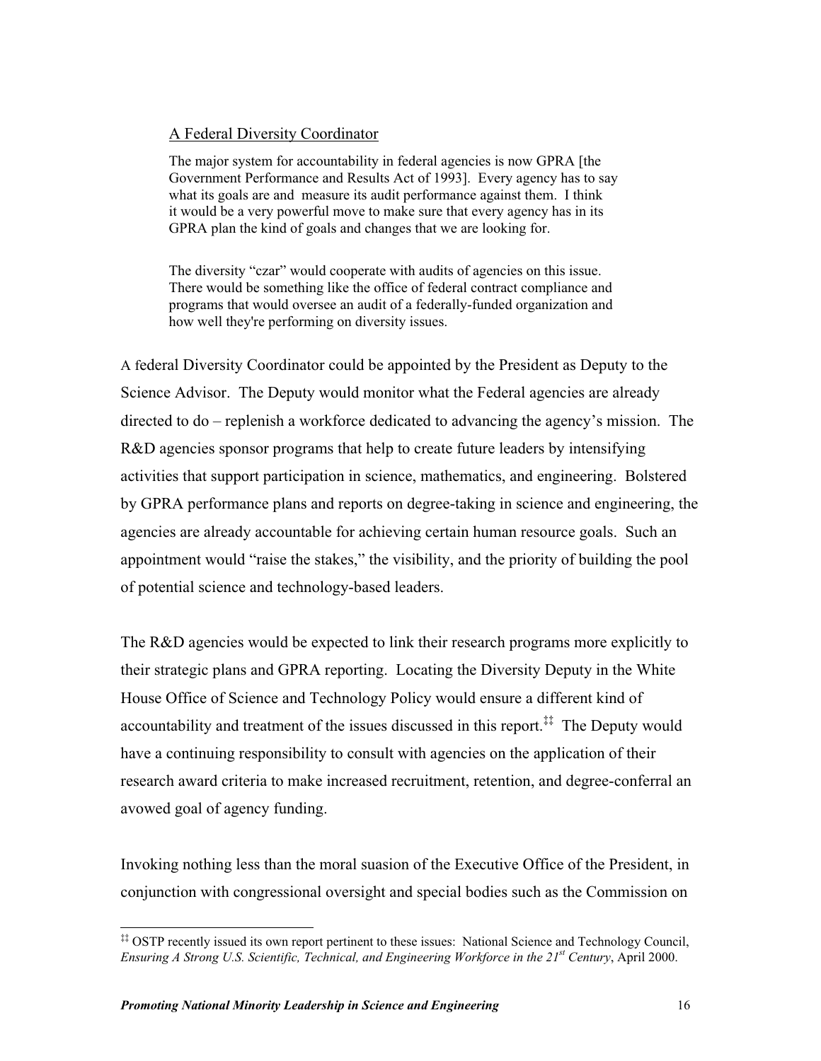A Federal Diversity Coordinator

> The major system for accountability in federal agencies is now GPRA [the Government Performance and Results Act of 1993]. Every agency has to say what its goals are and measure its audit performance against them. I think it would be a very powerful move to make sure that every agency has in its GPRA plan the kind of goals and changes that we are looking for.
>
> The diversity "czar" would cooperate with audits of agencies on this issue. There would be something like the office of federal contract compliance and programs that would oversee an audit of a federally-funded organization and how well they're performing on diversity issues.

A federal Diversity Coordinator could be appointed by the President as Deputy to the Science Advisor. The Deputy would monitor what the Federal agencies are already directed to do – replenish a workforce dedicated to advancing the agency's mission. The R&D agencies sponsor programs that help to create future leaders by intensifying activities that support participation in science, mathematics, and engineering. Bolstered by GPRA performance plans and reports on degree-taking in science and engineering, the agencies are already accountable for achieving certain human resource goals. Such an appointment would "raise the stakes," the visibility, and the priority of building the pool of potential science and technology-based leaders.

The R&D agencies would be expected to link their research programs more explicitly to their strategic plans and GPRA reporting. Locating the Diversity Deputy in the White House Office of Science and Technology Policy would ensure a different kind of accountability and treatment of the issues discussed in this report.[‡‡] The Deputy would have a continuing responsibility to consult with agencies on the application of their research award criteria to make increased recruitment, retention, and degree-conferral an avowed goal of agency funding.

Invoking nothing less than the moral suasion of the Executive Office of the President, in conjunction with congressional oversight and special bodies such as the Commission on

[‡‡] OSTP recently issued its own report pertinent to these issues: National Science and Technology Council, *Ensuring A Strong U.S. Scientific, Technical, and Engineering Workforce in the 21st Century*, April 2000.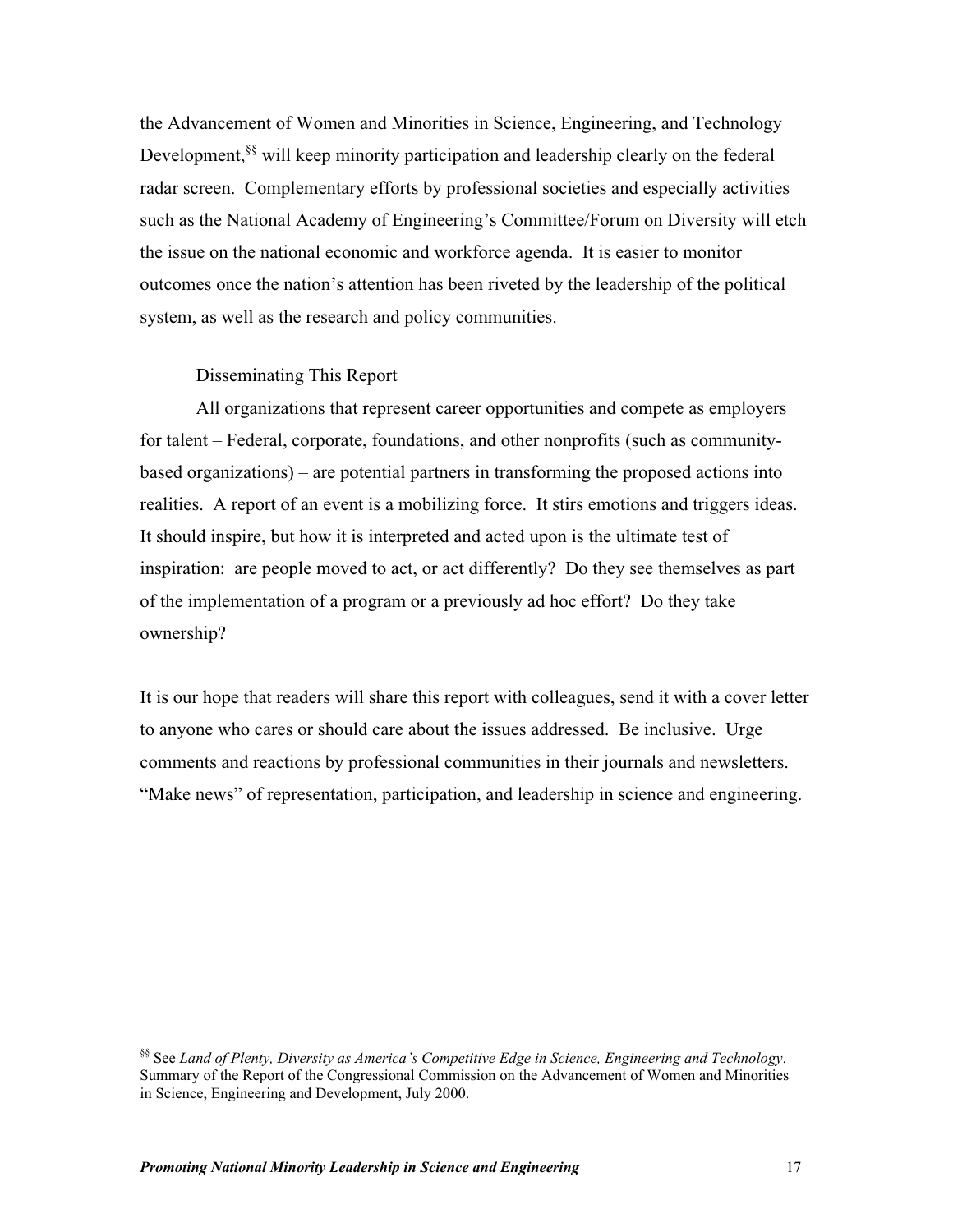the Advancement of Women and Minorities in Science, Engineering, and Technology Development,[§§] will keep minority participation and leadership clearly on the federal radar screen. Complementary efforts by professional societies and especially activities such as the National Academy of Engineering's Committee/Forum on Diversity will etch the issue on the national economic and workforce agenda. It is easier to monitor outcomes once the nation's attention has been riveted by the leadership of the political system, as well as the research and policy communities.

### Disseminating This Report

All organizations that represent career opportunities and compete as employers for talent – Federal, corporate, foundations, and other nonprofits (such as community-based organizations) – are potential partners in transforming the proposed actions into realities. A report of an event is a mobilizing force. It stirs emotions and triggers ideas. It should inspire, but how it is interpreted and acted upon is the ultimate test of inspiration: are people moved to act, or act differently? Do they see themselves as part of the implementation of a program or a previously ad hoc effort? Do they take ownership?

It is our hope that readers will share this report with colleagues, send it with a cover letter to anyone who cares or should care about the issues addressed. Be inclusive. Urge comments and reactions by professional communities in their journals and newsletters. "Make news" of representation, participation, and leadership in science and engineering.

---

[§§] See *Land of Plenty, Diversity as America's Competitive Edge in Science, Engineering and Technology*. Summary of the Report of the Congressional Commission on the Advancement of Women and Minorities in Science, Engineering and Development, July 2000.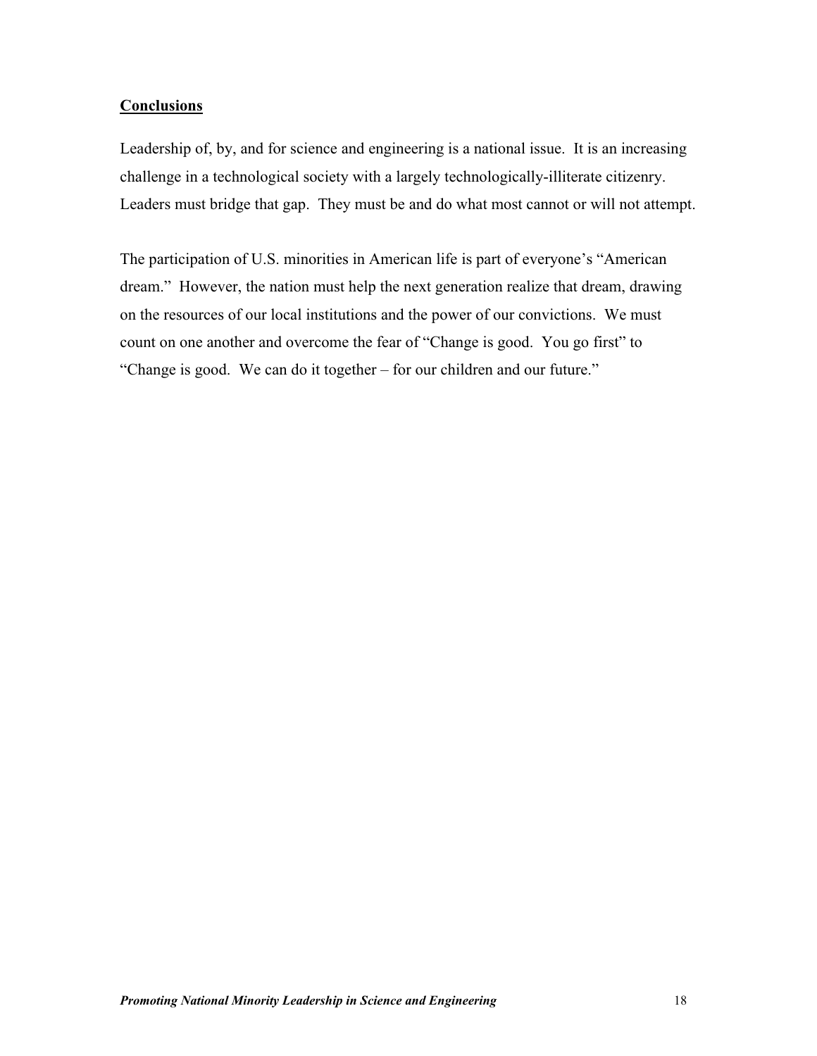## Conclusions

Leadership of, by, and for science and engineering is a national issue. It is an increasing challenge in a technological society with a largely technologically-illiterate citizenry. Leaders must bridge that gap. They must be and do what most cannot or will not attempt.

The participation of U.S. minorities in American life is part of everyone's "American dream." However, the nation must help the next generation realize that dream, drawing on the resources of our local institutions and the power of our convictions. We must count on one another and overcome the fear of "Change is good. You go first" to "Change is good. We can do it together – for our children and our future."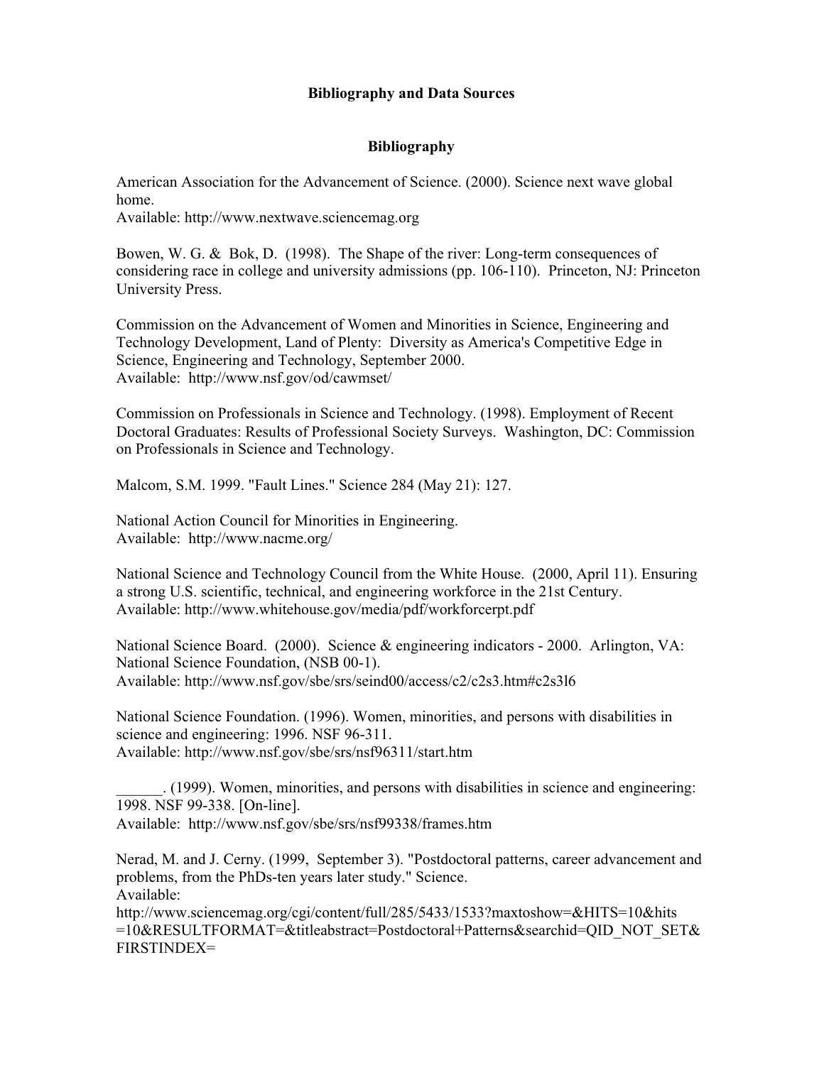# Bibliography and Data Sources

## Bibliography

American Association for the Advancement of Science. (2000). Science next wave global home.
Available: http://www.nextwave.sciencemag.org

Bowen, W. G. & Bok, D. (1998). The Shape of the river: Long-term consequences of considering race in college and university admissions (pp. 106-110). Princeton, NJ: Princeton University Press.

Commission on the Advancement of Women and Minorities in Science, Engineering and Technology Development, Land of Plenty: Diversity as America's Competitive Edge in Science, Engineering and Technology, September 2000.
Available: http://www.nsf.gov/od/cawmset/

Commission on Professionals in Science and Technology. (1998). Employment of Recent Doctoral Graduates: Results of Professional Society Surveys. Washington, DC: Commission on Professionals in Science and Technology.

Malcom, S.M. 1999. "Fault Lines." Science 284 (May 21): 127.

National Action Council for Minorities in Engineering.
Available: http://www.nacme.org/

National Science and Technology Council from the White House. (2000, April 11). Ensuring a strong U.S. scientific, technical, and engineering workforce in the 21st Century.
Available: http://www.whitehouse.gov/media/pdf/workforcerpt.pdf

National Science Board. (2000). Science & engineering indicators - 2000. Arlington, VA: National Science Foundation, (NSB 00-1).
Available: http://www.nsf.gov/sbe/srs/seind00/access/c2/c2s3.htm#c2s3l6

National Science Foundation. (1996). Women, minorities, and persons with disabilities in science and engineering: 1996. NSF 96-311.
Available: http://www.nsf.gov/sbe/srs/nsf96311/start.htm

______. (1999). Women, minorities, and persons with disabilities in science and engineering: 1998. NSF 99-338. [On-line].
Available: http://www.nsf.gov/sbe/srs/nsf99338/frames.htm

Nerad, M. and J. Cerny. (1999, September 3). "Postdoctoral patterns, career advancement and problems, from the PhDs-ten years later study." Science.
Available:
http://www.sciencemag.org/cgi/content/full/285/5433/1533?maxtoshow=&HITS=10&hits=10&RESULTFORMAT=&titleabstract=Postdoctoral+Patterns&searchid=QID_NOT_SET&FIRSTINDEX=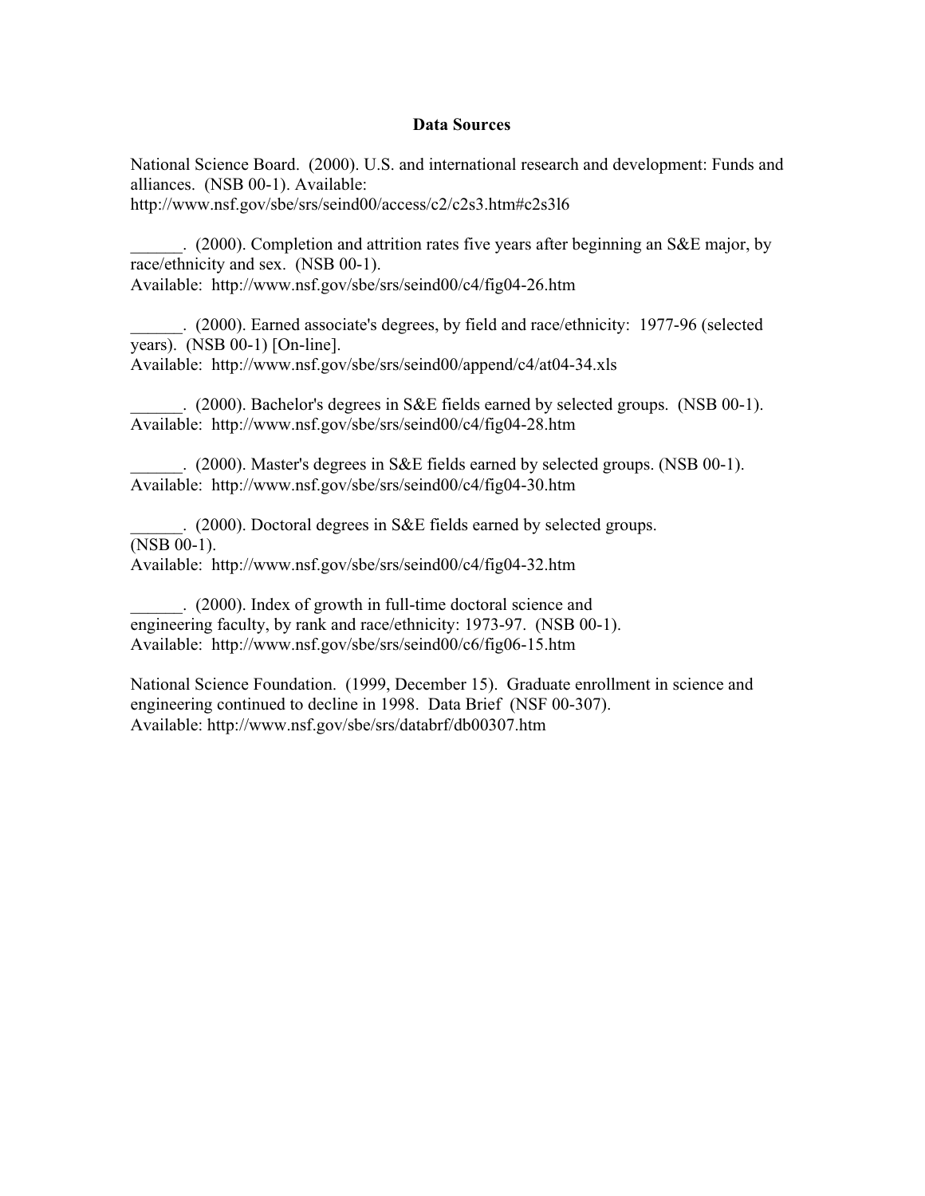**Data Sources**

National Science Board. (2000). U.S. and international research and development: Funds and alliances. (NSB 00-1). Available: http://www.nsf.gov/sbe/srs/seind00/access/c2/c2s3.htm#c2s3l6

______. (2000). Completion and attrition rates five years after beginning an S&E major, by race/ethnicity and sex. (NSB 00-1). Available: http://www.nsf.gov/sbe/srs/seind00/c4/fig04-26.htm

______. (2000). Earned associate's degrees, by field and race/ethnicity: 1977-96 (selected years). (NSB 00-1) [On-line]. Available: http://www.nsf.gov/sbe/srs/seind00/append/c4/at04-34.xls

______. (2000). Bachelor's degrees in S&E fields earned by selected groups. (NSB 00-1). Available: http://www.nsf.gov/sbe/srs/seind00/c4/fig04-28.htm

______. (2000). Master's degrees in S&E fields earned by selected groups. (NSB 00-1). Available: http://www.nsf.gov/sbe/srs/seind00/c4/fig04-30.htm

______. (2000). Doctoral degrees in S&E fields earned by selected groups. (NSB 00-1). Available: http://www.nsf.gov/sbe/srs/seind00/c4/fig04-32.htm

______. (2000). Index of growth in full-time doctoral science and engineering faculty, by rank and race/ethnicity: 1973-97. (NSB 00-1). Available: http://www.nsf.gov/sbe/srs/seind00/c6/fig06-15.htm

National Science Foundation. (1999, December 15). Graduate enrollment in science and engineering continued to decline in 1998. Data Brief (NSF 00-307). Available: http://www.nsf.gov/sbe/srs/databrf/db00307.htm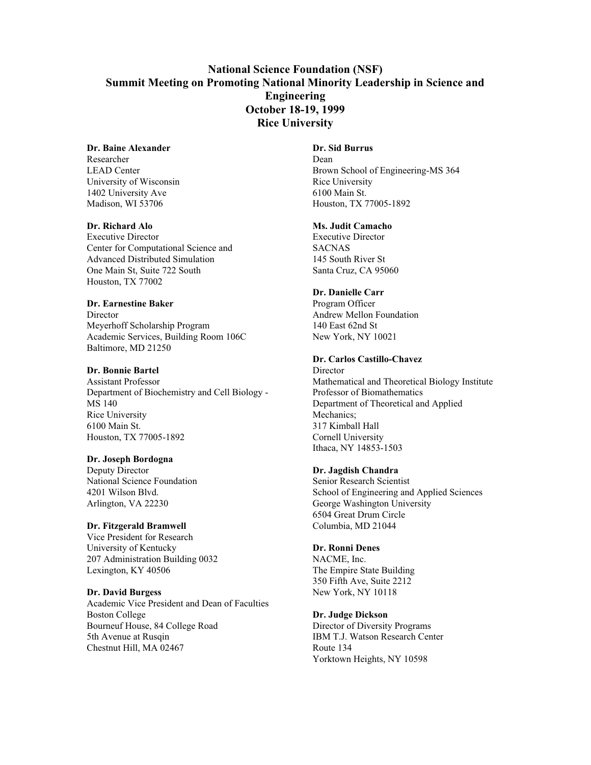**National Science Foundation (NSF)**
**Summit Meeting on Promoting National Minority Leadership in Science and Engineering**
**October 18-19, 1999**
**Rice University**

**Dr. Baine Alexander**
Researcher
LEAD Center
University of Wisconsin
1402 University Ave
Madison, WI 53706

**Dr. Richard Alo**
Executive Director
Center for Computational Science and Advanced Distributed Simulation
One Main St, Suite 722 South
Houston, TX 77002

**Dr. Earnestine Baker**
Director
Meyerhoff Scholarship Program
Academic Services, Building Room 106C
Baltimore, MD 21250

**Dr. Bonnie Bartel**
Assistant Professor
Department of Biochemistry and Cell Biology - MS 140
Rice University
6100 Main St.
Houston, TX 77005-1892

**Dr. Joseph Bordogna**
Deputy Director
National Science Foundation
4201 Wilson Blvd.
Arlington, VA 22230

**Dr. Fitzgerald Bramwell**
Vice President for Research
University of Kentucky
207 Administration Building 0032
Lexington, KY 40506

**Dr. David Burgess**
Academic Vice President and Dean of Faculties
Boston College
Bourneuf House, 84 College Road
5th Avenue at Rusqin
Chestnut Hill, MA 02467

**Dr. Sid Burrus**
Dean
Brown School of Engineering-MS 364
Rice University
6100 Main St.
Houston, TX 77005-1892

**Ms. Judit Camacho**
Executive Director
SACNAS
145 South River St
Santa Cruz, CA 95060

**Dr. Danielle Carr**
Program Officer
Andrew Mellon Foundation
140 East 62nd St
New York, NY 10021

**Dr. Carlos Castillo-Chavez**
Director
Mathematical and Theoretical Biology Institute
Professor of Biomathematics
Department of Theoretical and Applied Mechanics;
317 Kimball Hall
Cornell University
Ithaca, NY 14853-1503

**Dr. Jagdish Chandra**
Senior Research Scientist
School of Engineering and Applied Sciences
George Washington University
6504 Great Drum Circle
Columbia, MD 21044

**Dr. Ronni Denes**
NACME, Inc.
The Empire State Building
350 Fifth Ave, Suite 2212
New York, NY 10118

**Dr. Judge Dickson**
Director of Diversity Programs
IBM T.J. Watson Research Center
Route 134
Yorktown Heights, NY 10598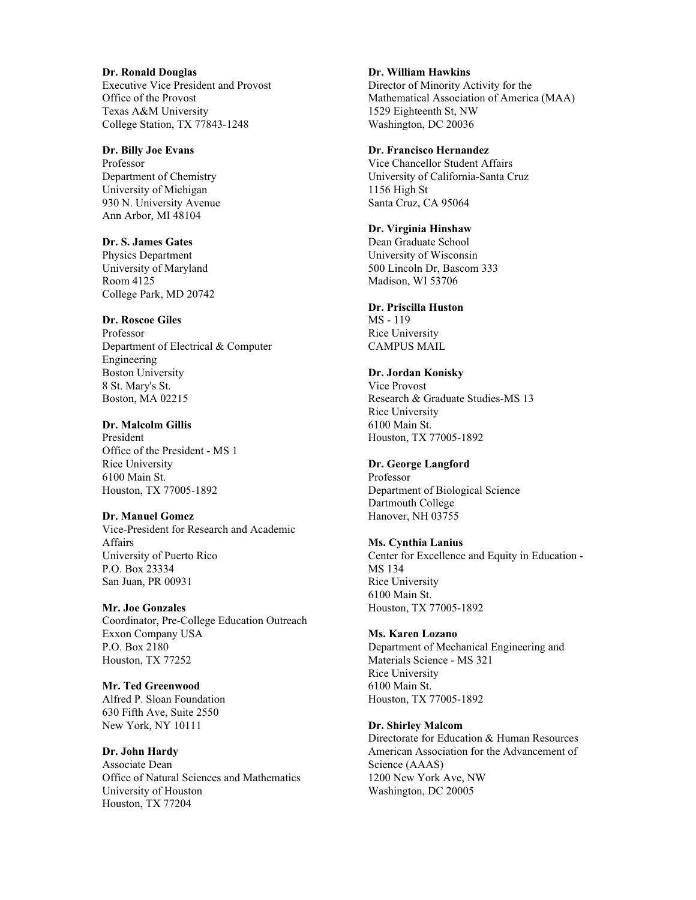**Dr. Ronald Douglas**
Executive Vice President and Provost
Office of the Provost
Texas A&M University
College Station, TX 77843-1248

**Dr. Billy Joe Evans**
Professor
Department of Chemistry
University of Michigan
930 N. University Avenue
Ann Arbor, MI 48104

**Dr. S. James Gates**
Physics Department
University of Maryland
Room 4125
College Park, MD 20742

**Dr. Roscoe Giles**
Professor
Department of Electrical & Computer Engineering
Boston University
8 St. Mary's St.
Boston, MA 02215

**Dr. Malcolm Gillis**
President
Office of the President - MS 1
Rice University
6100 Main St.
Houston, TX 77005-1892

**Dr. Manuel Gomez**
Vice-President for Research and Academic Affairs
University of Puerto Rico
P.O. Box 23334
San Juan, PR 00931

**Mr. Joe Gonzales**
Coordinator, Pre-College Education Outreach
Exxon Company USA
P.O. Box 2180
Houston, TX 77252

**Mr. Ted Greenwood**
Alfred P. Sloan Foundation
630 Fifth Ave, Suite 2550
New York, NY 10111

**Dr. John Hardy**
Associate Dean
Office of Natural Sciences and Mathematics
University of Houston
Houston, TX 77204

**Dr. William Hawkins**
Director of Minority Activity for the Mathematical Association of America (MAA)
1529 Eighteenth St, NW
Washington, DC 20036

**Dr. Francisco Hernandez**
Vice Chancellor Student Affairs
University of California-Santa Cruz
1156 High St
Santa Cruz, CA 95064

**Dr. Virginia Hinshaw**
Dean Graduate School
University of Wisconsin
500 Lincoln Dr, Bascom 333
Madison, WI 53706

**Dr. Priscilla Huston**
MS - 119
Rice University
CAMPUS MAIL

**Dr. Jordan Konisky**
Vice Provost
Research & Graduate Studies-MS 13
Rice University
6100 Main St.
Houston, TX 77005-1892

**Dr. George Langford**
Professor
Department of Biological Science
Dartmouth College
Hanover, NH 03755

**Ms. Cynthia Lanius**
Center for Excellence and Equity in Education - MS 134
Rice University
6100 Main St.
Houston, TX 77005-1892

**Ms. Karen Lozano**
Department of Mechanical Engineering and Materials Science - MS 321
Rice University
6100 Main St.
Houston, TX 77005-1892

**Dr. Shirley Malcom**
Directorate for Education & Human Resources
American Association for the Advancement of Science (AAAS)
1200 New York Ave, NW
Washington, DC 20005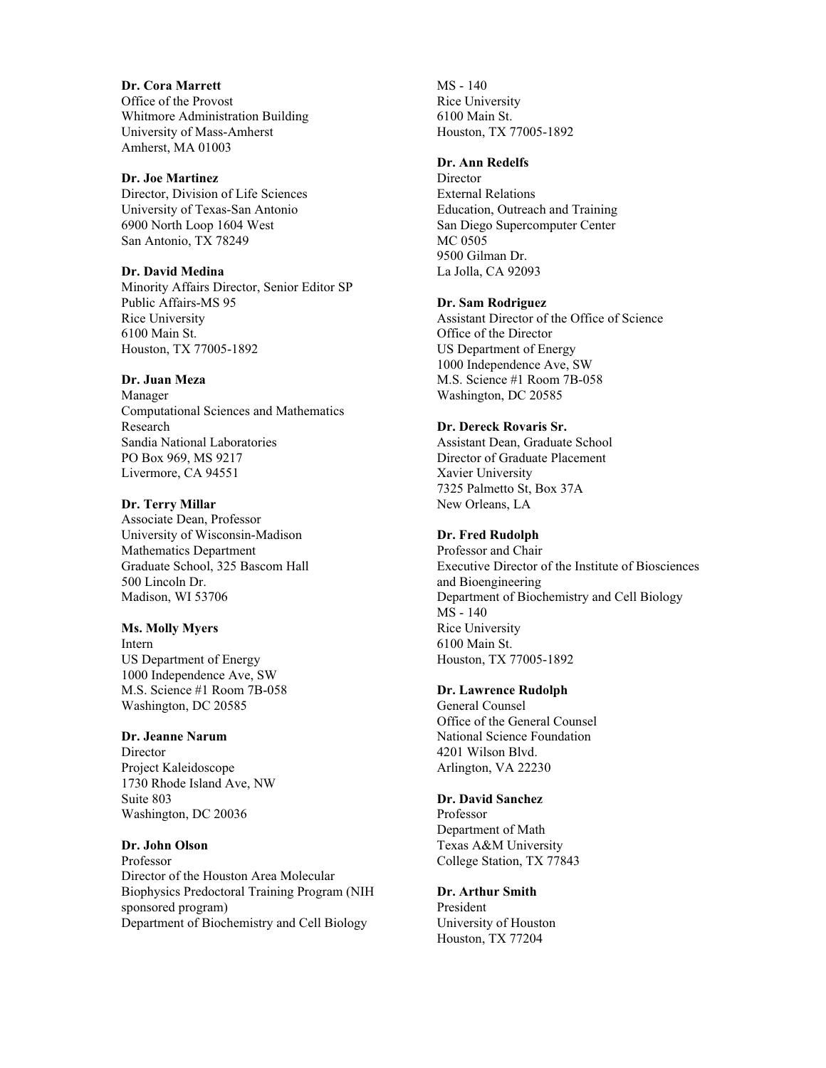**Dr. Cora Marrett**
Office of the Provost
Whitmore Administration Building
University of Mass-Amherst
Amherst, MA 01003

**Dr. Joe Martinez**
Director, Division of Life Sciences
University of Texas-San Antonio
6900 North Loop 1604 West
San Antonio, TX 78249

**Dr. David Medina**
Minority Affairs Director, Senior Editor SP
Public Affairs-MS 95
Rice University
6100 Main St.
Houston, TX 77005-1892

**Dr. Juan Meza**
Manager
Computational Sciences and Mathematics Research
Sandia National Laboratories
PO Box 969, MS 9217
Livermore, CA 94551

**Dr. Terry Millar**
Associate Dean, Professor
University of Wisconsin-Madison
Mathematics Department
Graduate School, 325 Bascom Hall
500 Lincoln Dr.
Madison, WI 53706

**Ms. Molly Myers**
Intern
US Department of Energy
1000 Independence Ave, SW
M.S. Science #1 Room 7B-058
Washington, DC 20585

**Dr. Jeanne Narum**
Director
Project Kaleidoscope
1730 Rhode Island Ave, NW
Suite 803
Washington, DC 20036

**Dr. John Olson**
Professor
Director of the Houston Area Molecular Biophysics Predoctoral Training Program (NIH sponsored program)
Department of Biochemistry and Cell Biology
MS - 140
Rice University
6100 Main St.
Houston, TX 77005-1892

**Dr. Ann Redelfs**
Director
External Relations
Education, Outreach and Training
San Diego Supercomputer Center
MC 0505
9500 Gilman Dr.
La Jolla, CA 92093

**Dr. Sam Rodriguez**
Assistant Director of the Office of Science
Office of the Director
US Department of Energy
1000 Independence Ave, SW
M.S. Science #1 Room 7B-058
Washington, DC 20585

**Dr. Dereck Rovaris Sr.**
Assistant Dean, Graduate School
Director of Graduate Placement
Xavier University
7325 Palmetto St, Box 37A
New Orleans, LA

**Dr. Fred Rudolph**
Professor and Chair
Executive Director of the Institute of Biosciences and Bioengineering
Department of Biochemistry and Cell Biology
MS - 140
Rice University
6100 Main St.
Houston, TX 77005-1892

**Dr. Lawrence Rudolph**
General Counsel
Office of the General Counsel
National Science Foundation
4201 Wilson Blvd.
Arlington, VA 22230

**Dr. David Sanchez**
Professor
Department of Math
Texas A&M University
College Station, TX 77843

**Dr. Arthur Smith**
President
University of Houston
Houston, TX 77204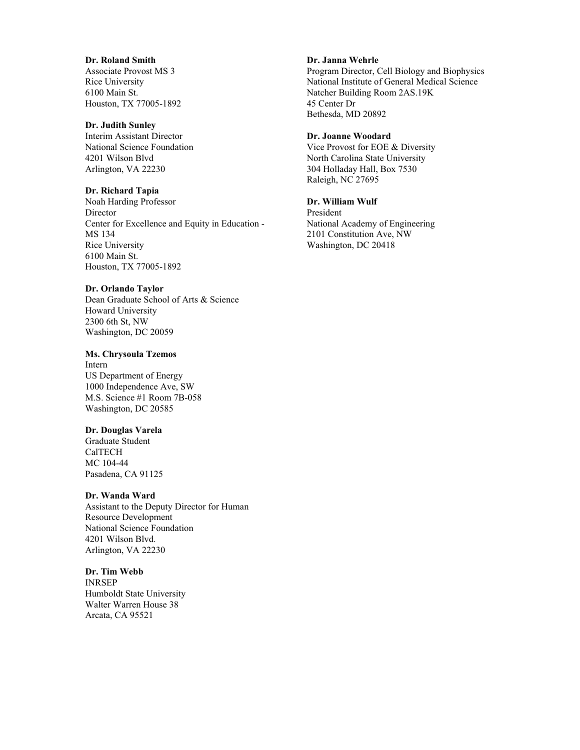**Dr. Roland Smith**
Associate Provost MS 3
Rice University
6100 Main St.
Houston, TX 77005-1892

**Dr. Judith Sunley**
Interim Assistant Director
National Science Foundation
4201 Wilson Blvd
Arlington, VA 22230

**Dr. Richard Tapia**
Noah Harding Professor
Director
Center for Excellence and Equity in Education - MS 134
Rice University
6100 Main St.
Houston, TX 77005-1892

**Dr. Orlando Taylor**
Dean Graduate School of Arts & Science
Howard University
2300 6th St, NW
Washington, DC 20059

**Ms. Chrysoula Tzemos**
Intern
US Department of Energy
1000 Independence Ave, SW
M.S. Science #1 Room 7B-058
Washington, DC 20585

**Dr. Douglas Varela**
Graduate Student
CalTECH
MC 104-44
Pasadena, CA 91125

**Dr. Wanda Ward**
Assistant to the Deputy Director for Human Resource Development
National Science Foundation
4201 Wilson Blvd.
Arlington, VA 22230

**Dr. Tim Webb**
INRSEP
Humboldt State University
Walter Warren House 38
Arcata, CA 95521

**Dr. Janna Wehrle**
Program Director, Cell Biology and Biophysics
National Institute of General Medical Science
Natcher Building Room 2AS.19K
45 Center Dr
Bethesda, MD 20892

**Dr. Joanne Woodard**
Vice Provost for EOE & Diversity
North Carolina State University
304 Holladay Hall, Box 7530
Raleigh, NC 27695

**Dr. William Wulf**
President
National Academy of Engineering
2101 Constitution Ave, NW
Washington, DC 20418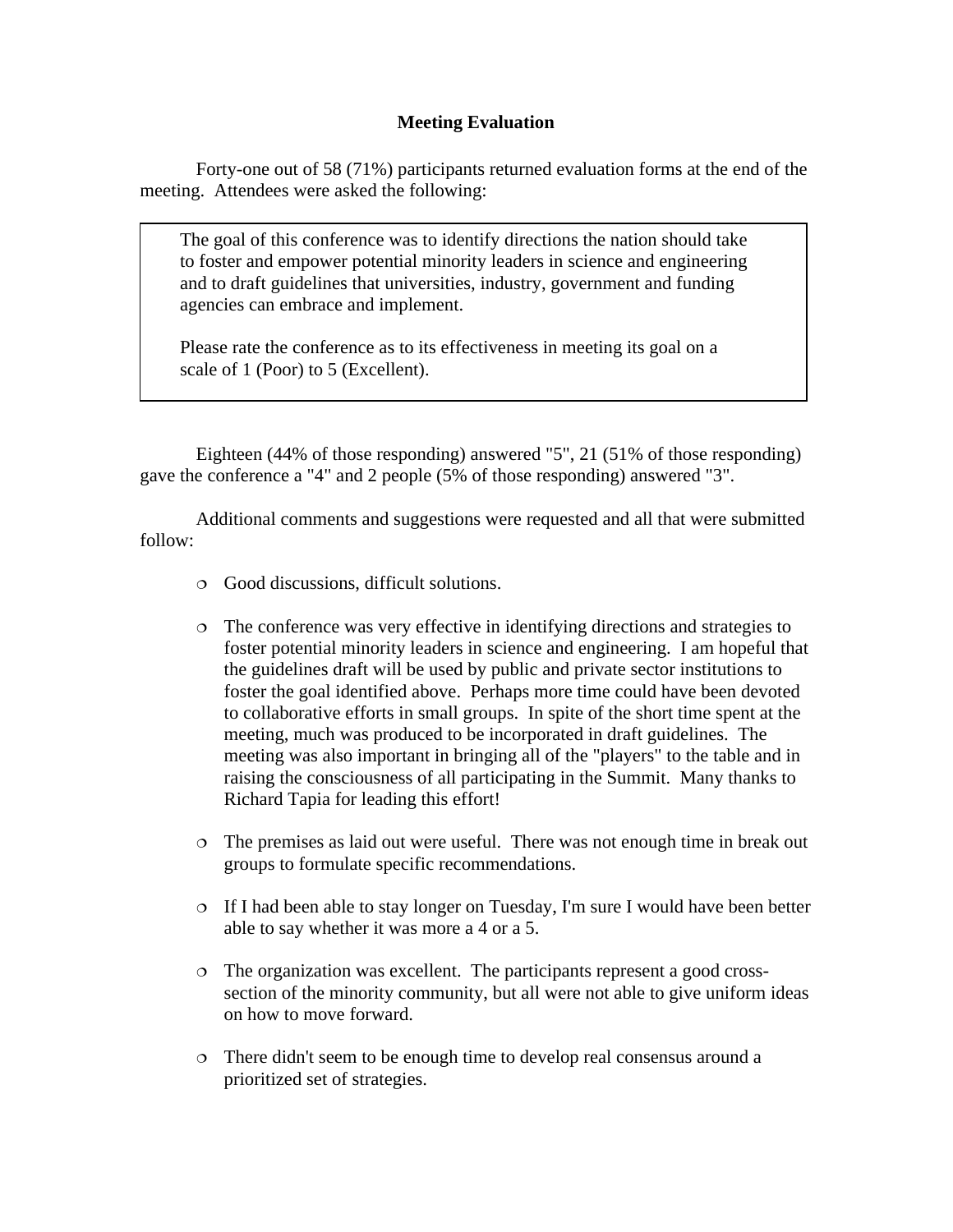## Meeting Evaluation

Forty-one out of 58 (71%) participants returned evaluation forms at the end of the meeting. Attendees were asked the following:

> The goal of this conference was to identify directions the nation should take to foster and empower potential minority leaders in science and engineering and to draft guidelines that universities, industry, government and funding agencies can embrace and implement.
>
> Please rate the conference as to its effectiveness in meeting its goal on a scale of 1 (Poor) to 5 (Excellent).

Eighteen (44% of those responding) answered "5", 21 (51% of those responding) gave the conference a "4" and 2 people (5% of those responding) answered "3".

Additional comments and suggestions were requested and all that were submitted follow:

- Good discussions, difficult solutions.
- The conference was very effective in identifying directions and strategies to foster potential minority leaders in science and engineering. I am hopeful that the guidelines draft will be used by public and private sector institutions to foster the goal identified above. Perhaps more time could have been devoted to collaborative efforts in small groups. In spite of the short time spent at the meeting, much was produced to be incorporated in draft guidelines. The meeting was also important in bringing all of the "players" to the table and in raising the consciousness of all participating in the Summit. Many thanks to Richard Tapia for leading this effort!
- The premises as laid out were useful. There was not enough time in break out groups to formulate specific recommendations.
- If I had been able to stay longer on Tuesday, I'm sure I would have been better able to say whether it was more a 4 or a 5.
- The organization was excellent. The participants represent a good cross-section of the minority community, but all were not able to give uniform ideas on how to move forward.
- There didn't seem to be enough time to develop real consensus around a prioritized set of strategies.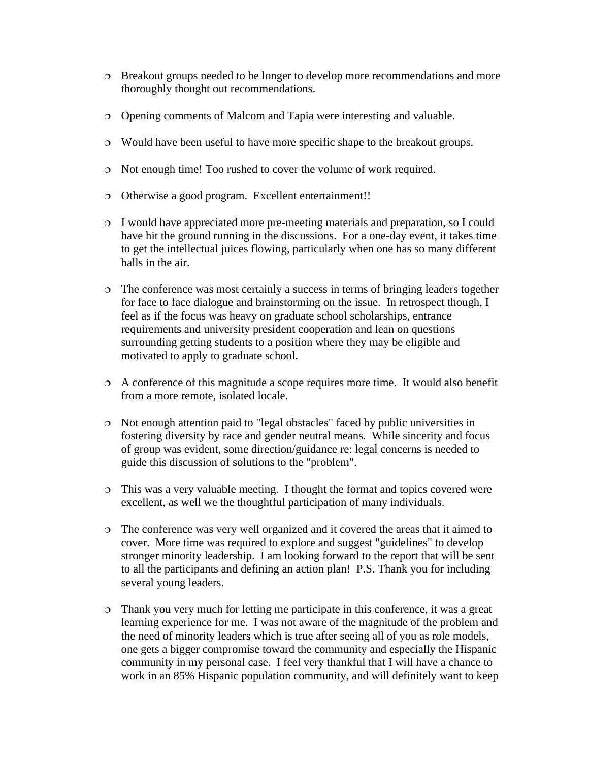- Breakout groups needed to be longer to develop more recommendations and more thoroughly thought out recommendations.

- Opening comments of Malcom and Tapia were interesting and valuable.

- Would have been useful to have more specific shape to the breakout groups.

- Not enough time! Too rushed to cover the volume of work required.

- Otherwise a good program. Excellent entertainment!!

- I would have appreciated more pre-meeting materials and preparation, so I could have hit the ground running in the discussions. For a one-day event, it takes time to get the intellectual juices flowing, particularly when one has so many different balls in the air.

- The conference was most certainly a success in terms of bringing leaders together for face to face dialogue and brainstorming on the issue. In retrospect though, I feel as if the focus was heavy on graduate school scholarships, entrance requirements and university president cooperation and lean on questions surrounding getting students to a position where they may be eligible and motivated to apply to graduate school.

- A conference of this magnitude a scope requires more time. It would also benefit from a more remote, isolated locale.

- Not enough attention paid to "legal obstacles" faced by public universities in fostering diversity by race and gender neutral means. While sincerity and focus of group was evident, some direction/guidance re: legal concerns is needed to guide this discussion of solutions to the "problem".

- This was a very valuable meeting. I thought the format and topics covered were excellent, as well we the thoughtful participation of many individuals.

- The conference was very well organized and it covered the areas that it aimed to cover. More time was required to explore and suggest "guidelines" to develop stronger minority leadership. I am looking forward to the report that will be sent to all the participants and defining an action plan! P.S. Thank you for including several young leaders.

- Thank you very much for letting me participate in this conference, it was a great learning experience for me. I was not aware of the magnitude of the problem and the need of minority leaders which is true after seeing all of you as role models, one gets a bigger compromise toward the community and especially the Hispanic community in my personal case. I feel very thankful that I will have a chance to work in an 85% Hispanic population community, and will definitely want to keep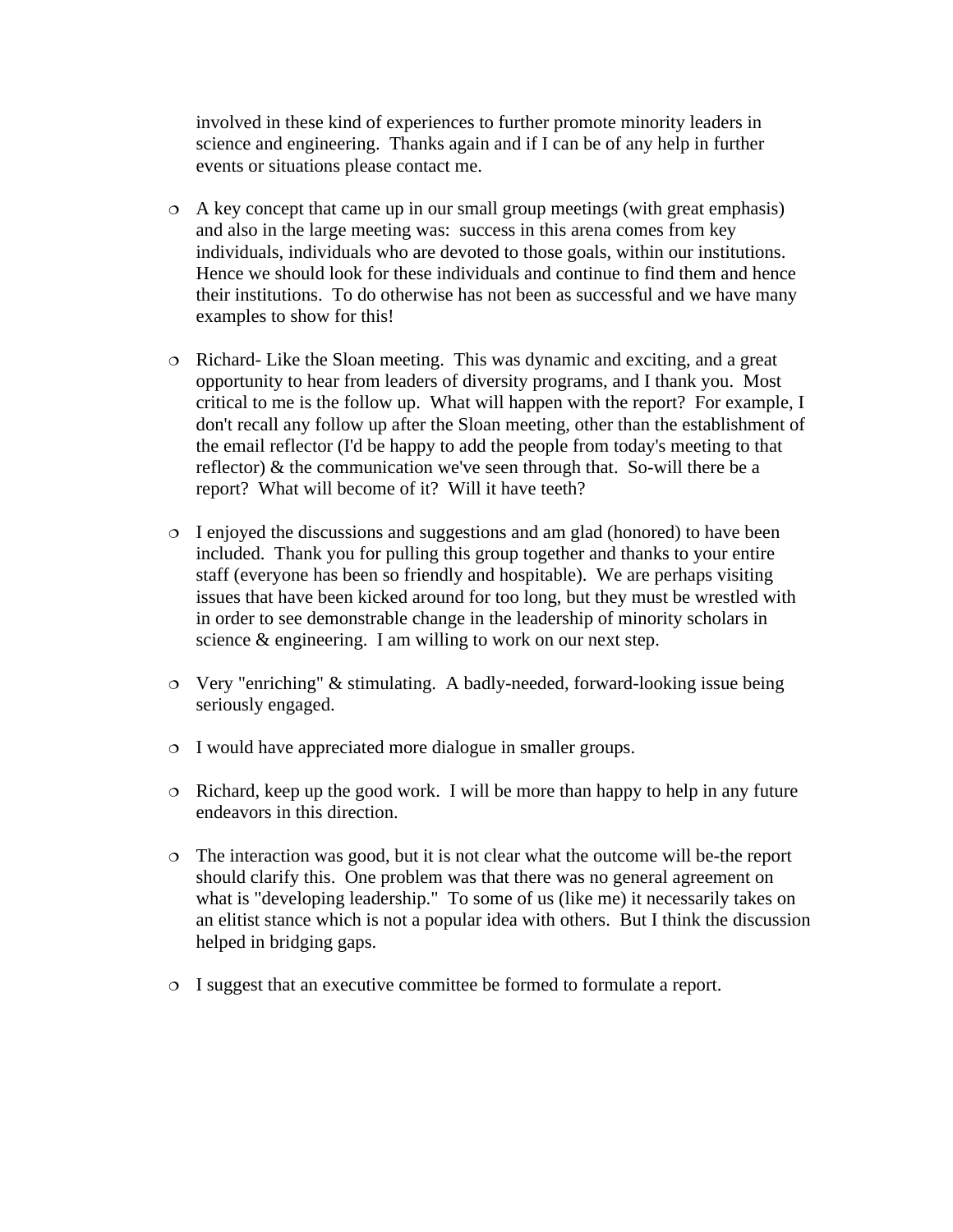involved in these kind of experiences to further promote minority leaders in science and engineering. Thanks again and if I can be of any help in further events or situations please contact me.

- A key concept that came up in our small group meetings (with great emphasis) and also in the large meeting was: success in this arena comes from key individuals, individuals who are devoted to those goals, within our institutions. Hence we should look for these individuals and continue to find them and hence their institutions. To do otherwise has not been as successful and we have many examples to show for this!

- Richard- Like the Sloan meeting. This was dynamic and exciting, and a great opportunity to hear from leaders of diversity programs, and I thank you. Most critical to me is the follow up. What will happen with the report? For example, I don't recall any follow up after the Sloan meeting, other than the establishment of the email reflector (I'd be happy to add the people from today's meeting to that reflector) & the communication we've seen through that. So-will there be a report? What will become of it? Will it have teeth?

- I enjoyed the discussions and suggestions and am glad (honored) to have been included. Thank you for pulling this group together and thanks to your entire staff (everyone has been so friendly and hospitable). We are perhaps visiting issues that have been kicked around for too long, but they must be wrestled with in order to see demonstrable change in the leadership of minority scholars in science & engineering. I am willing to work on our next step.

- Very "enriching" & stimulating. A badly-needed, forward-looking issue being seriously engaged.

- I would have appreciated more dialogue in smaller groups.

- Richard, keep up the good work. I will be more than happy to help in any future endeavors in this direction.

- The interaction was good, but it is not clear what the outcome will be-the report should clarify this. One problem was that there was no general agreement on what is "developing leadership." To some of us (like me) it necessarily takes on an elitist stance which is not a popular idea with others. But I think the discussion helped in bridging gaps.

- I suggest that an executive committee be formed to formulate a report.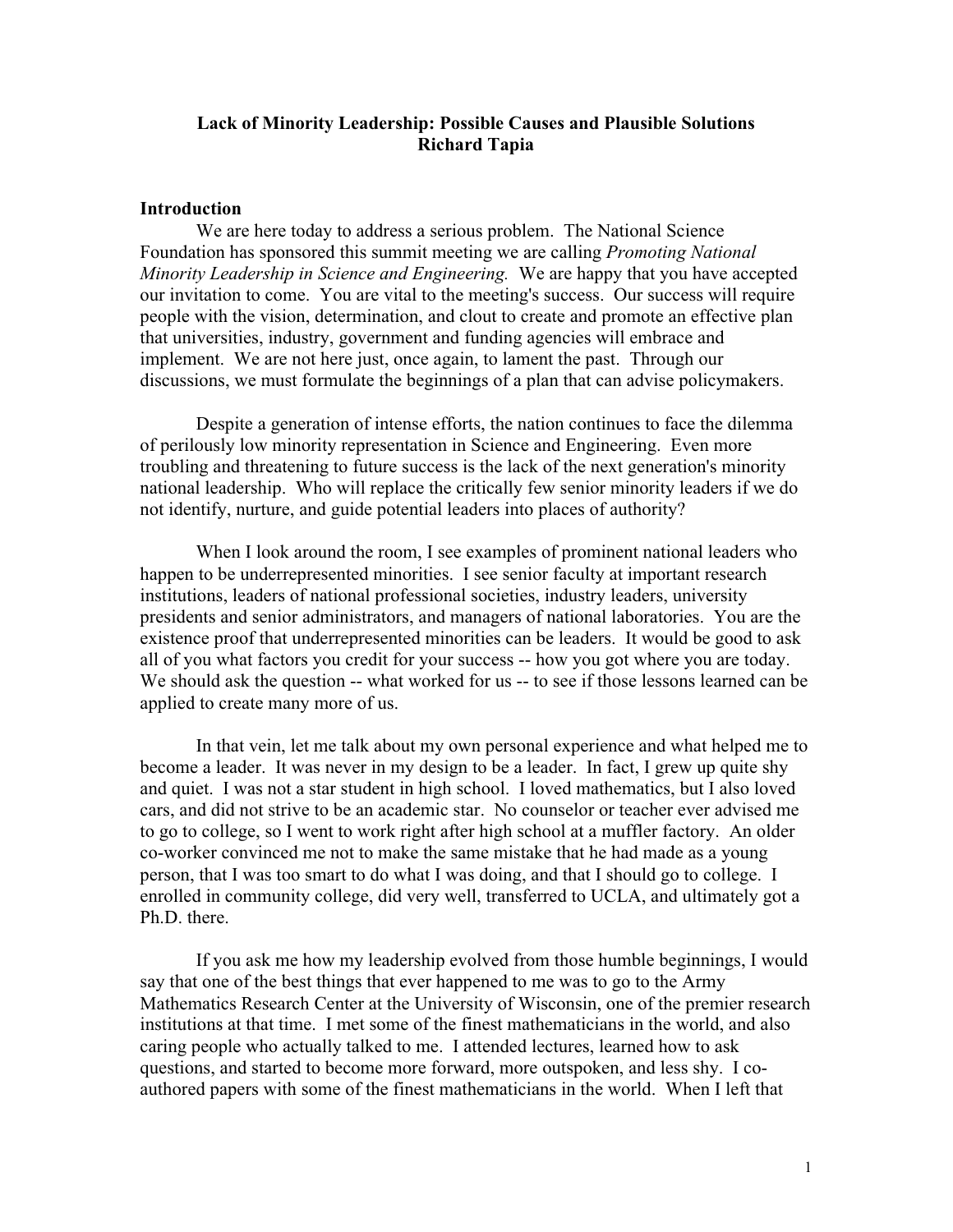**Lack of Minority Leadership: Possible Causes and Plausible Solutions**
**Richard Tapia**

## Introduction

We are here today to address a serious problem. The National Science Foundation has sponsored this summit meeting we are calling *Promoting National Minority Leadership in Science and Engineering.* We are happy that you have accepted our invitation to come. You are vital to the meeting's success. Our success will require people with the vision, determination, and clout to create and promote an effective plan that universities, industry, government and funding agencies will embrace and implement. We are not here just, once again, to lament the past. Through our discussions, we must formulate the beginnings of a plan that can advise policymakers.

Despite a generation of intense efforts, the nation continues to face the dilemma of perilously low minority representation in Science and Engineering. Even more troubling and threatening to future success is the lack of the next generation's minority national leadership. Who will replace the critically few senior minority leaders if we do not identify, nurture, and guide potential leaders into places of authority?

When I look around the room, I see examples of prominent national leaders who happen to be underrepresented minorities. I see senior faculty at important research institutions, leaders of national professional societies, industry leaders, university presidents and senior administrators, and managers of national laboratories. You are the existence proof that underrepresented minorities can be leaders. It would be good to ask all of you what factors you credit for your success -- how you got where you are today. We should ask the question -- what worked for us -- to see if those lessons learned can be applied to create many more of us.

In that vein, let me talk about my own personal experience and what helped me to become a leader. It was never in my design to be a leader. In fact, I grew up quite shy and quiet. I was not a star student in high school. I loved mathematics, but I also loved cars, and did not strive to be an academic star. No counselor or teacher ever advised me to go to college, so I went to work right after high school at a muffler factory. An older co-worker convinced me not to make the same mistake that he had made as a young person, that I was too smart to do what I was doing, and that I should go to college. I enrolled in community college, did very well, transferred to UCLA, and ultimately got a Ph.D. there.

If you ask me how my leadership evolved from those humble beginnings, I would say that one of the best things that ever happened to me was to go to the Army Mathematics Research Center at the University of Wisconsin, one of the premier research institutions at that time. I met some of the finest mathematicians in the world, and also caring people who actually talked to me. I attended lectures, learned how to ask questions, and started to become more forward, more outspoken, and less shy. I co-authored papers with some of the finest mathematicians in the world. When I left that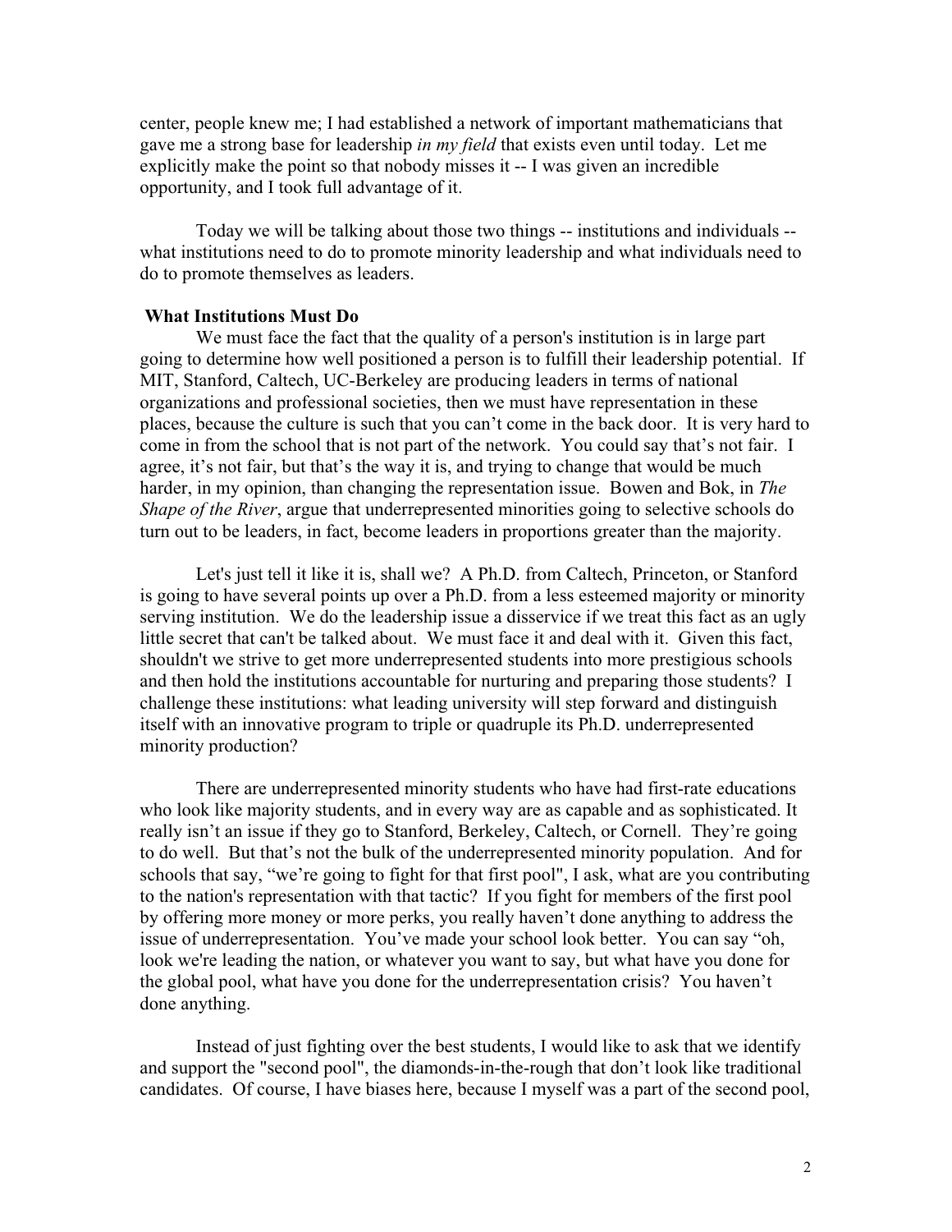center, people knew me; I had established a network of important mathematicians that gave me a strong base for leadership *in my field* that exists even until today. Let me explicitly make the point so that nobody misses it -- I was given an incredible opportunity, and I took full advantage of it.

Today we will be talking about those two things -- institutions and individuals -- what institutions need to do to promote minority leadership and what individuals need to do to promote themselves as leaders.

**What Institutions Must Do**

We must face the fact that the quality of a person's institution is in large part going to determine how well positioned a person is to fulfill their leadership potential. If MIT, Stanford, Caltech, UC-Berkeley are producing leaders in terms of national organizations and professional societies, then we must have representation in these places, because the culture is such that you can't come in the back door. It is very hard to come in from the school that is not part of the network. You could say that's not fair. I agree, it's not fair, but that's the way it is, and trying to change that would be much harder, in my opinion, than changing the representation issue. Bowen and Bok, in *The Shape of the River*, argue that underrepresented minorities going to selective schools do turn out to be leaders, in fact, become leaders in proportions greater than the majority.

Let's just tell it like it is, shall we? A Ph.D. from Caltech, Princeton, or Stanford is going to have several points up over a Ph.D. from a less esteemed majority or minority serving institution. We do the leadership issue a disservice if we treat this fact as an ugly little secret that can't be talked about. We must face it and deal with it. Given this fact, shouldn't we strive to get more underrepresented students into more prestigious schools and then hold the institutions accountable for nurturing and preparing those students? I challenge these institutions: what leading university will step forward and distinguish itself with an innovative program to triple or quadruple its Ph.D. underrepresented minority production?

There are underrepresented minority students who have had first-rate educations who look like majority students, and in every way are as capable and as sophisticated. It really isn't an issue if they go to Stanford, Berkeley, Caltech, or Cornell. They're going to do well. But that's not the bulk of the underrepresented minority population. And for schools that say, "we're going to fight for that first pool", I ask, what are you contributing to the nation's representation with that tactic? If you fight for members of the first pool by offering more money or more perks, you really haven't done anything to address the issue of underrepresentation. You've made your school look better. You can say "oh, look we're leading the nation, or whatever you want to say, but what have you done for the global pool, what have you done for the underrepresentation crisis? You haven't done anything.

Instead of just fighting over the best students, I would like to ask that we identify and support the "second pool", the diamonds-in-the-rough that don't look like traditional candidates. Of course, I have biases here, because I myself was a part of the second pool,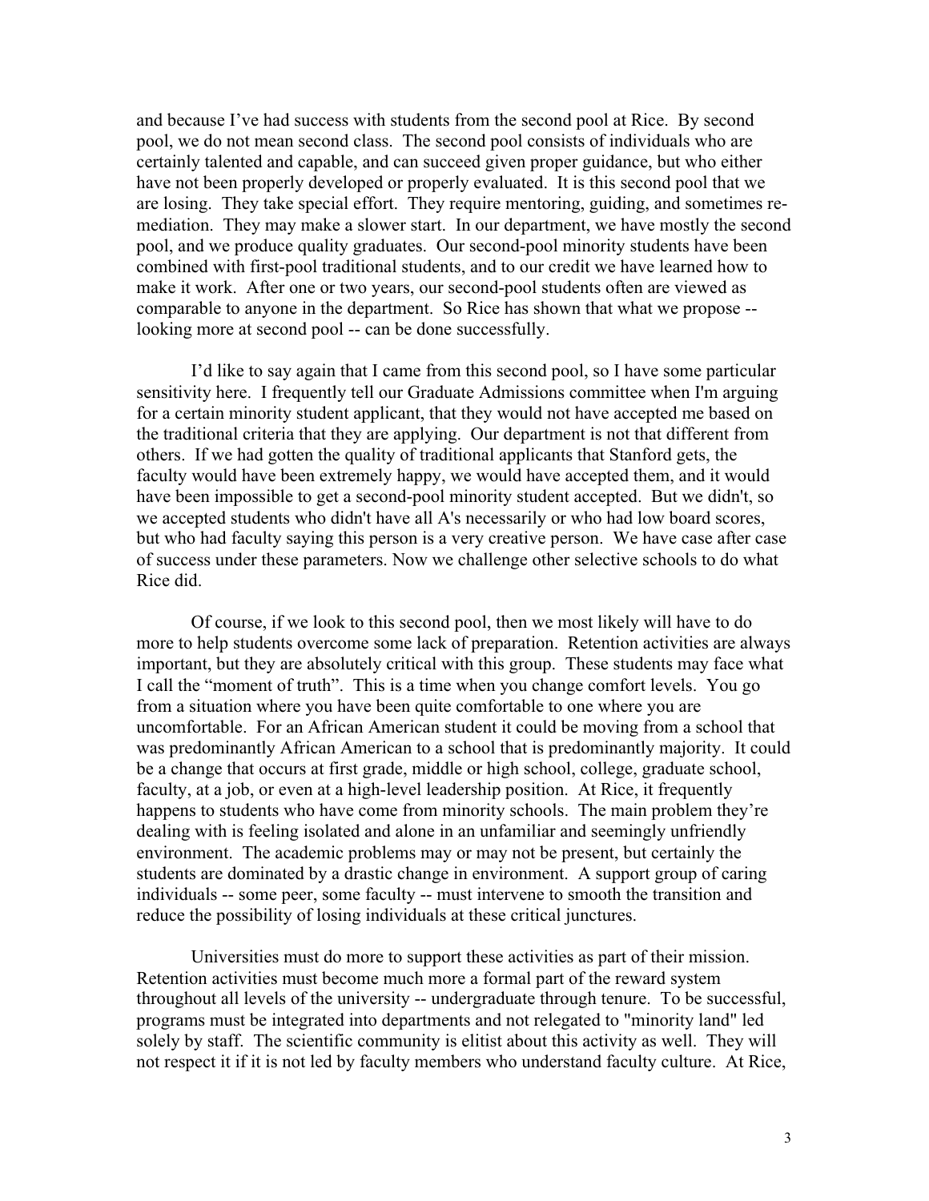and because I've had success with students from the second pool at Rice. By second pool, we do not mean second class. The second pool consists of individuals who are certainly talented and capable, and can succeed given proper guidance, but who either have not been properly developed or properly evaluated. It is this second pool that we are losing. They take special effort. They require mentoring, guiding, and sometimes re-mediation. They may make a slower start. In our department, we have mostly the second pool, and we produce quality graduates. Our second-pool minority students have been combined with first-pool traditional students, and to our credit we have learned how to make it work. After one or two years, our second-pool students often are viewed as comparable to anyone in the department. So Rice has shown that what we propose -- looking more at second pool -- can be done successfully.

I'd like to say again that I came from this second pool, so I have some particular sensitivity here. I frequently tell our Graduate Admissions committee when I'm arguing for a certain minority student applicant, that they would not have accepted me based on the traditional criteria that they are applying. Our department is not that different from others. If we had gotten the quality of traditional applicants that Stanford gets, the faculty would have been extremely happy, we would have accepted them, and it would have been impossible to get a second-pool minority student accepted. But we didn't, so we accepted students who didn't have all A's necessarily or who had low board scores, but who had faculty saying this person is a very creative person. We have case after case of success under these parameters. Now we challenge other selective schools to do what Rice did.

Of course, if we look to this second pool, then we most likely will have to do more to help students overcome some lack of preparation. Retention activities are always important, but they are absolutely critical with this group. These students may face what I call the "moment of truth". This is a time when you change comfort levels. You go from a situation where you have been quite comfortable to one where you are uncomfortable. For an African American student it could be moving from a school that was predominantly African American to a school that is predominantly majority. It could be a change that occurs at first grade, middle or high school, college, graduate school, faculty, at a job, or even at a high-level leadership position. At Rice, it frequently happens to students who have come from minority schools. The main problem they're dealing with is feeling isolated and alone in an unfamiliar and seemingly unfriendly environment. The academic problems may or may not be present, but certainly the students are dominated by a drastic change in environment. A support group of caring individuals -- some peer, some faculty -- must intervene to smooth the transition and reduce the possibility of losing individuals at these critical junctures.

Universities must do more to support these activities as part of their mission. Retention activities must become much more a formal part of the reward system throughout all levels of the university -- undergraduate through tenure. To be successful, programs must be integrated into departments and not relegated to "minority land" led solely by staff. The scientific community is elitist about this activity as well. They will not respect it if it is not led by faculty members who understand faculty culture. At Rice,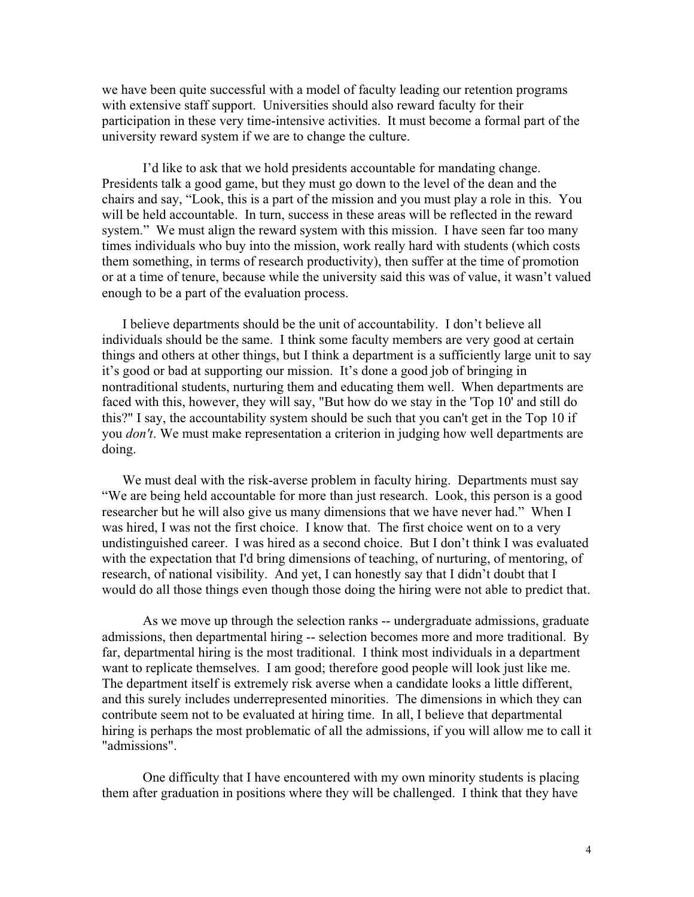we have been quite successful with a model of faculty leading our retention programs with extensive staff support. Universities should also reward faculty for their participation in these very time-intensive activities. It must become a formal part of the university reward system if we are to change the culture.

I'd like to ask that we hold presidents accountable for mandating change. Presidents talk a good game, but they must go down to the level of the dean and the chairs and say, "Look, this is a part of the mission and you must play a role in this. You will be held accountable. In turn, success in these areas will be reflected in the reward system." We must align the reward system with this mission. I have seen far too many times individuals who buy into the mission, work really hard with students (which costs them something, in terms of research productivity), then suffer at the time of promotion or at a time of tenure, because while the university said this was of value, it wasn't valued enough to be a part of the evaluation process.

I believe departments should be the unit of accountability. I don't believe all individuals should be the same. I think some faculty members are very good at certain things and others at other things, but I think a department is a sufficiently large unit to say it's good or bad at supporting our mission. It's done a good job of bringing in nontraditional students, nurturing them and educating them well. When departments are faced with this, however, they will say, "But how do we stay in the 'Top 10' and still do this?" I say, the accountability system should be such that you can't get in the Top 10 if you *don't*. We must make representation a criterion in judging how well departments are doing.

We must deal with the risk-averse problem in faculty hiring. Departments must say "We are being held accountable for more than just research. Look, this person is a good researcher but he will also give us many dimensions that we have never had." When I was hired, I was not the first choice. I know that. The first choice went on to a very undistinguished career. I was hired as a second choice. But I don't think I was evaluated with the expectation that I'd bring dimensions of teaching, of nurturing, of mentoring, of research, of national visibility. And yet, I can honestly say that I didn't doubt that I would do all those things even though those doing the hiring were not able to predict that.

As we move up through the selection ranks -- undergraduate admissions, graduate admissions, then departmental hiring -- selection becomes more and more traditional. By far, departmental hiring is the most traditional. I think most individuals in a department want to replicate themselves. I am good; therefore good people will look just like me. The department itself is extremely risk averse when a candidate looks a little different, and this surely includes underrepresented minorities. The dimensions in which they can contribute seem not to be evaluated at hiring time. In all, I believe that departmental hiring is perhaps the most problematic of all the admissions, if you will allow me to call it "admissions".

One difficulty that I have encountered with my own minority students is placing them after graduation in positions where they will be challenged. I think that they have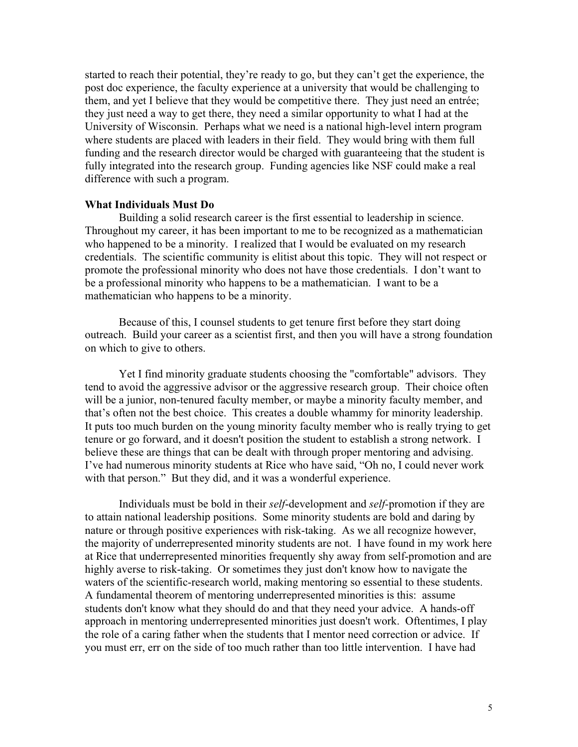started to reach their potential, they're ready to go, but they can't get the experience, the post doc experience, the faculty experience at a university that would be challenging to them, and yet I believe that they would be competitive there. They just need an entrée; they just need a way to get there, they need a similar opportunity to what I had at the University of Wisconsin. Perhaps what we need is a national high-level intern program where students are placed with leaders in their field. They would bring with them full funding and the research director would be charged with guaranteeing that the student is fully integrated into the research group. Funding agencies like NSF could make a real difference with such a program.

**What Individuals Must Do**

Building a solid research career is the first essential to leadership in science. Throughout my career, it has been important to me to be recognized as a mathematician who happened to be a minority. I realized that I would be evaluated on my research credentials. The scientific community is elitist about this topic. They will not respect or promote the professional minority who does not have those credentials. I don't want to be a professional minority who happens to be a mathematician. I want to be a mathematician who happens to be a minority.

Because of this, I counsel students to get tenure first before they start doing outreach. Build your career as a scientist first, and then you will have a strong foundation on which to give to others.

Yet I find minority graduate students choosing the "comfortable" advisors. They tend to avoid the aggressive advisor or the aggressive research group. Their choice often will be a junior, non-tenured faculty member, or maybe a minority faculty member, and that's often not the best choice. This creates a double whammy for minority leadership. It puts too much burden on the young minority faculty member who is really trying to get tenure or go forward, and it doesn't position the student to establish a strong network. I believe these are things that can be dealt with through proper mentoring and advising. I've had numerous minority students at Rice who have said, "Oh no, I could never work with that person." But they did, and it was a wonderful experience.

Individuals must be bold in their *self*-development and *self*-promotion if they are to attain national leadership positions. Some minority students are bold and daring by nature or through positive experiences with risk-taking. As we all recognize however, the majority of underrepresented minority students are not. I have found in my work here at Rice that underrepresented minorities frequently shy away from self-promotion and are highly averse to risk-taking. Or sometimes they just don't know how to navigate the waters of the scientific-research world, making mentoring so essential to these students. A fundamental theorem of mentoring underrepresented minorities is this: assume students don't know what they should do and that they need your advice. A hands-off approach in mentoring underrepresented minorities just doesn't work. Oftentimes, I play the role of a caring father when the students that I mentor need correction or advice. If you must err, err on the side of too much rather than too little intervention. I have had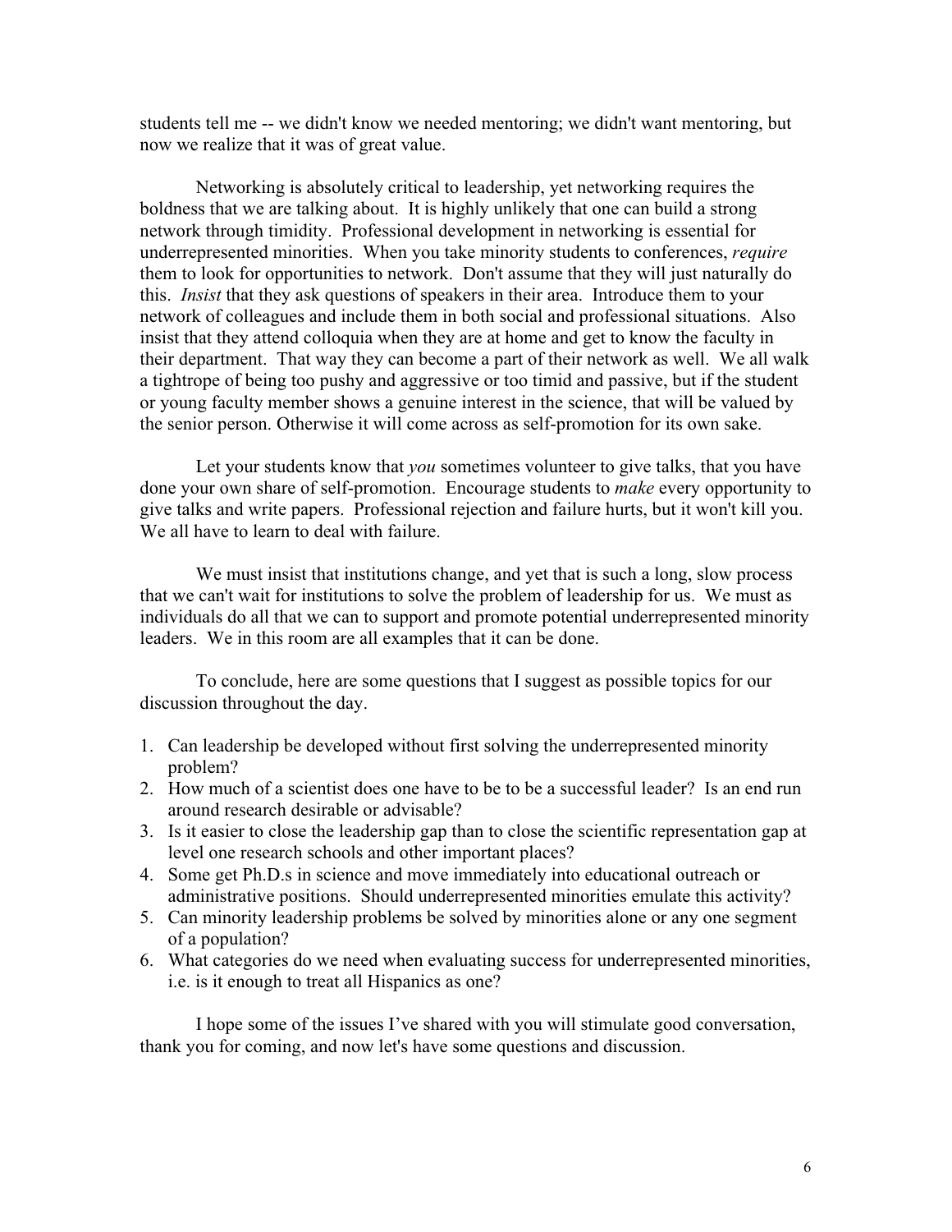students tell me -- we didn't know we needed mentoring; we didn't want mentoring, but now we realize that it was of great value.

Networking is absolutely critical to leadership, yet networking requires the boldness that we are talking about. It is highly unlikely that one can build a strong network through timidity. Professional development in networking is essential for underrepresented minorities. When you take minority students to conferences, *require* them to look for opportunities to network. Don't assume that they will just naturally do this. *Insist* that they ask questions of speakers in their area. Introduce them to your network of colleagues and include them in both social and professional situations. Also insist that they attend colloquia when they are at home and get to know the faculty in their department. That way they can become a part of their network as well. We all walk a tightrope of being too pushy and aggressive or too timid and passive, but if the student or young faculty member shows a genuine interest in the science, that will be valued by the senior person. Otherwise it will come across as self-promotion for its own sake.

Let your students know that *you* sometimes volunteer to give talks, that you have done your own share of self-promotion. Encourage students to *make* every opportunity to give talks and write papers. Professional rejection and failure hurts, but it won't kill you. We all have to learn to deal with failure.

We must insist that institutions change, and yet that is such a long, slow process that we can't wait for institutions to solve the problem of leadership for us. We must as individuals do all that we can to support and promote potential underrepresented minority leaders. We in this room are all examples that it can be done.

To conclude, here are some questions that I suggest as possible topics for our discussion throughout the day.

1. Can leadership be developed without first solving the underrepresented minority problem?
2. How much of a scientist does one have to be to be a successful leader? Is an end run around research desirable or advisable?
3. Is it easier to close the leadership gap than to close the scientific representation gap at level one research schools and other important places?
4. Some get Ph.D.s in science and move immediately into educational outreach or administrative positions. Should underrepresented minorities emulate this activity?
5. Can minority leadership problems be solved by minorities alone or any one segment of a population?
6. What categories do we need when evaluating success for underrepresented minorities, i.e. is it enough to treat all Hispanics as one?

I hope some of the issues I've shared with you will stimulate good conversation, thank you for coming, and now let's have some questions and discussion.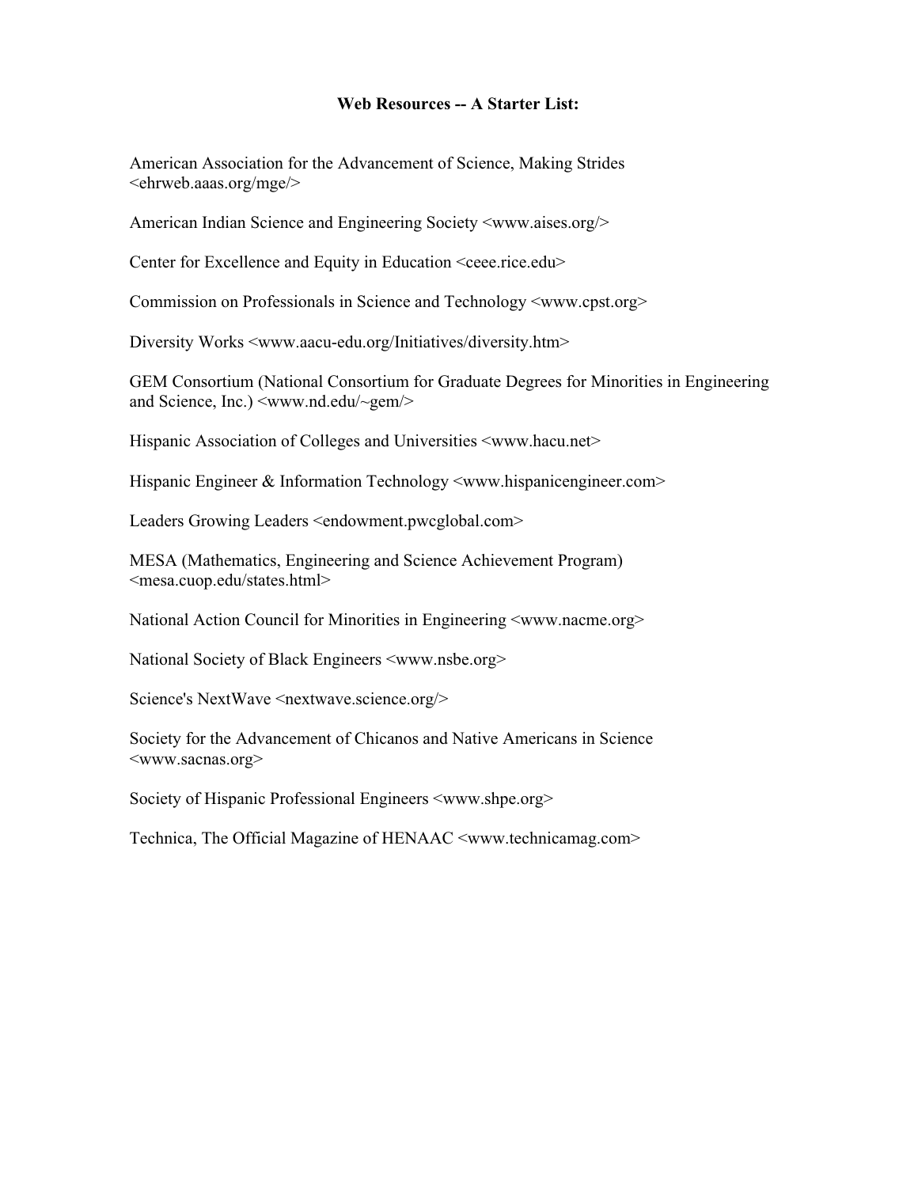**Web Resources -- A Starter List:**

American Association for the Advancement of Science, Making Strides <ehrweb.aaas.org/mge/>

American Indian Science and Engineering Society <www.aises.org/>

Center for Excellence and Equity in Education <ceee.rice.edu>

Commission on Professionals in Science and Technology <www.cpst.org>

Diversity Works <www.aacu-edu.org/Initiatives/diversity.htm>

GEM Consortium (National Consortium for Graduate Degrees for Minorities in Engineering and Science, Inc.) <www.nd.edu/~gem/>

Hispanic Association of Colleges and Universities <www.hacu.net>

Hispanic Engineer & Information Technology <www.hispanicengineer.com>

Leaders Growing Leaders <endowment.pwcglobal.com>

MESA (Mathematics, Engineering and Science Achievement Program) <mesa.cuop.edu/states.html>

National Action Council for Minorities in Engineering <www.nacme.org>

National Society of Black Engineers <www.nsbe.org>

Science's NextWave <nextwave.science.org/>

Society for the Advancement of Chicanos and Native Americans in Science <www.sacnas.org>

Society of Hispanic Professional Engineers <www.shpe.org>

Technica, The Official Magazine of HENAAC <www.technicamag.com>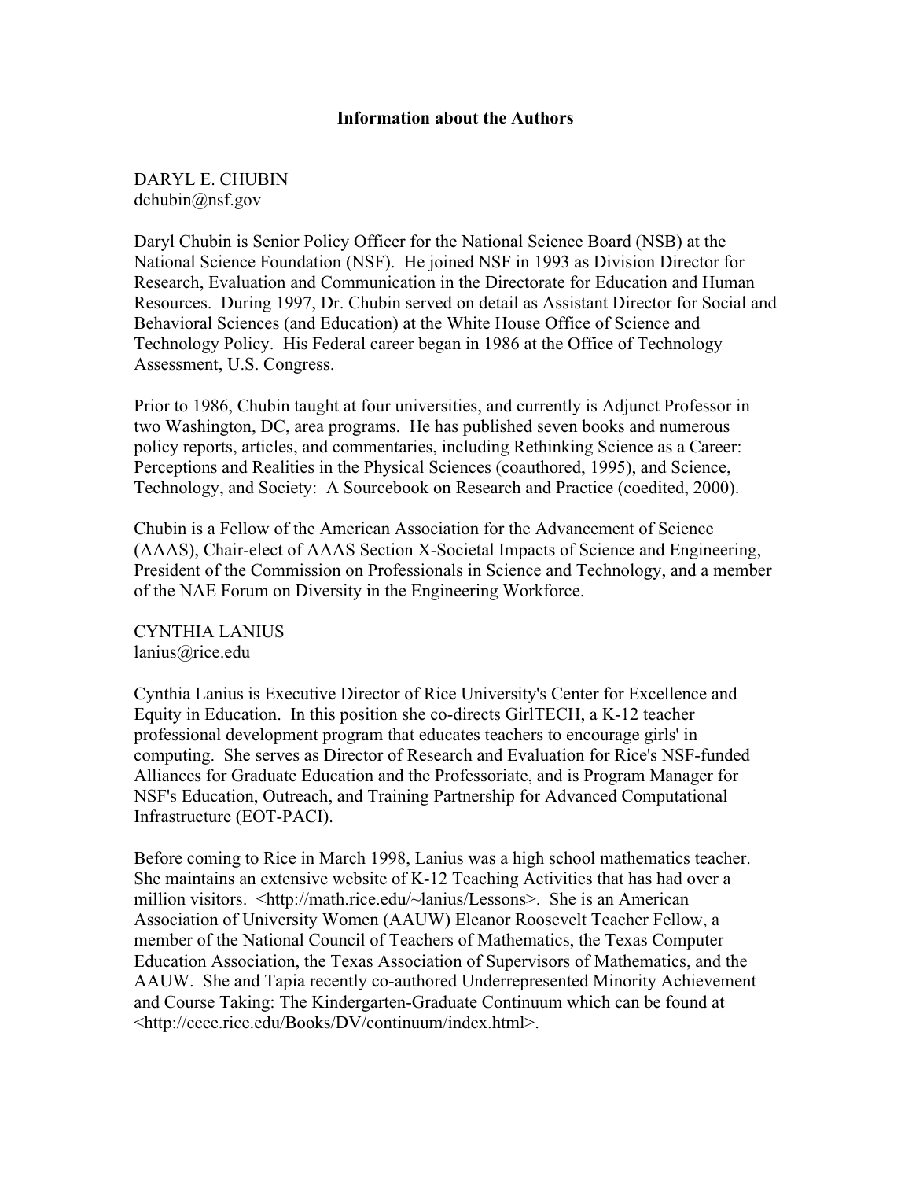**Information about the Authors**

DARYL E. CHUBIN
dchubin@nsf.gov

Daryl Chubin is Senior Policy Officer for the National Science Board (NSB) at the National Science Foundation (NSF). He joined NSF in 1993 as Division Director for Research, Evaluation and Communication in the Directorate for Education and Human Resources. During 1997, Dr. Chubin served on detail as Assistant Director for Social and Behavioral Sciences (and Education) at the White House Office of Science and Technology Policy. His Federal career began in 1986 at the Office of Technology Assessment, U.S. Congress.

Prior to 1986, Chubin taught at four universities, and currently is Adjunct Professor in two Washington, DC, area programs. He has published seven books and numerous policy reports, articles, and commentaries, including Rethinking Science as a Career: Perceptions and Realities in the Physical Sciences (coauthored, 1995), and Science, Technology, and Society: A Sourcebook on Research and Practice (coedited, 2000).

Chubin is a Fellow of the American Association for the Advancement of Science (AAAS), Chair-elect of AAAS Section X-Societal Impacts of Science and Engineering, President of the Commission on Professionals in Science and Technology, and a member of the NAE Forum on Diversity in the Engineering Workforce.

CYNTHIA LANIUS
lanius@rice.edu

Cynthia Lanius is Executive Director of Rice University's Center for Excellence and Equity in Education. In this position she co-directs GirlTECH, a K-12 teacher professional development program that educates teachers to encourage girls' in computing. She serves as Director of Research and Evaluation for Rice's NSF-funded Alliances for Graduate Education and the Professoriate, and is Program Manager for NSF's Education, Outreach, and Training Partnership for Advanced Computational Infrastructure (EOT-PACI).

Before coming to Rice in March 1998, Lanius was a high school mathematics teacher. She maintains an extensive website of K-12 Teaching Activities that has had over a million visitors. <http://math.rice.edu/~lanius/Lessons>. She is an American Association of University Women (AAUW) Eleanor Roosevelt Teacher Fellow, a member of the National Council of Teachers of Mathematics, the Texas Computer Education Association, the Texas Association of Supervisors of Mathematics, and the AAUW. She and Tapia recently co-authored Underrepresented Minority Achievement and Course Taking: The Kindergarten-Graduate Continuum which can be found at <http://ceee.rice.edu/Books/DV/continuum/index.html>.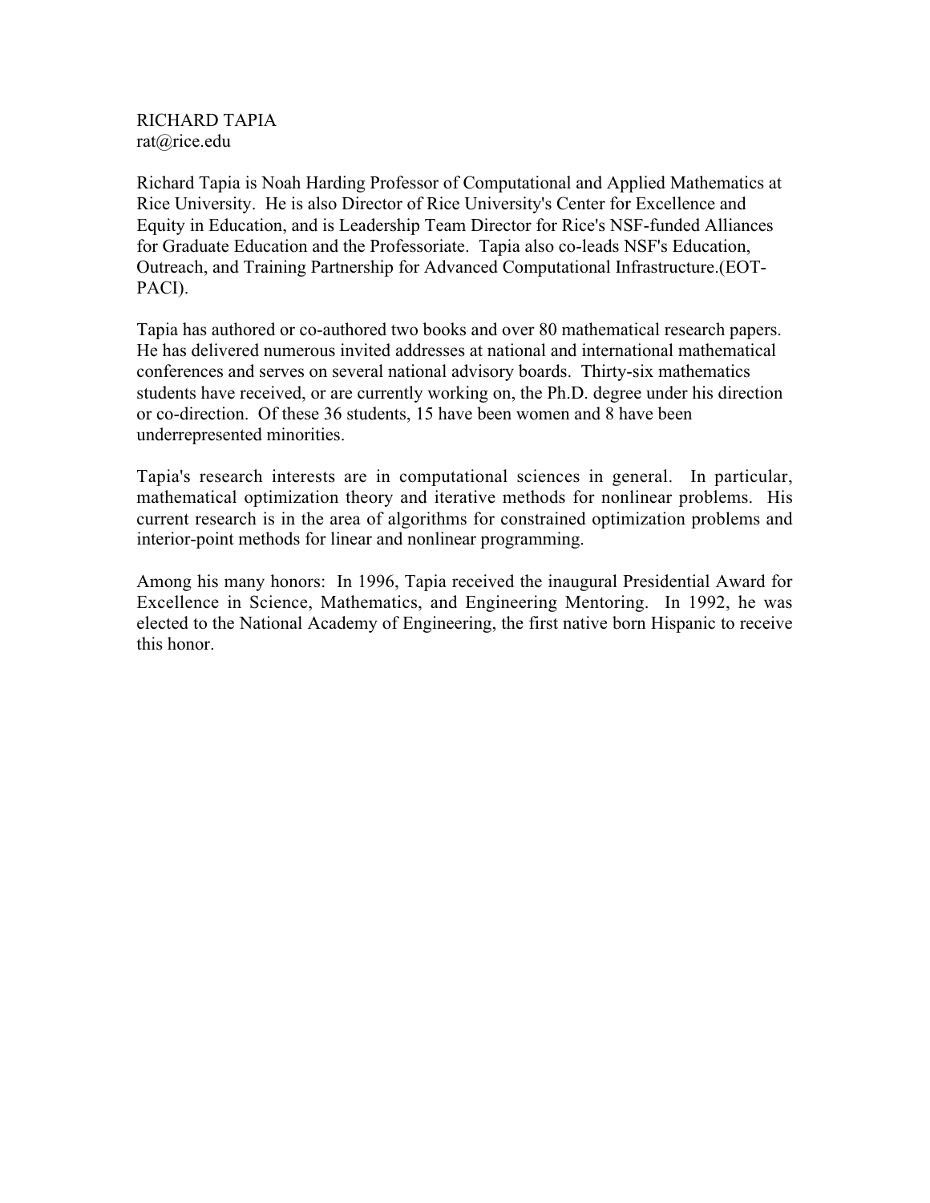RICHARD TAPIA
rat@rice.edu

Richard Tapia is Noah Harding Professor of Computational and Applied Mathematics at Rice University. He is also Director of Rice University's Center for Excellence and Equity in Education, and is Leadership Team Director for Rice's NSF-funded Alliances for Graduate Education and the Professoriate. Tapia also co-leads NSF's Education, Outreach, and Training Partnership for Advanced Computational Infrastructure.(EOT-PACI).

Tapia has authored or co-authored two books and over 80 mathematical research papers. He has delivered numerous invited addresses at national and international mathematical conferences and serves on several national advisory boards. Thirty-six mathematics students have received, or are currently working on, the Ph.D. degree under his direction or co-direction. Of these 36 students, 15 have been women and 8 have been underrepresented minorities.

Tapia's research interests are in computational sciences in general. In particular, mathematical optimization theory and iterative methods for nonlinear problems. His current research is in the area of algorithms for constrained optimization problems and interior-point methods for linear and nonlinear programming.

Among his many honors: In 1996, Tapia received the inaugural Presidential Award for Excellence in Science, Mathematics, and Engineering Mentoring. In 1992, he was elected to the National Academy of Engineering, the first native born Hispanic to receive this honor.